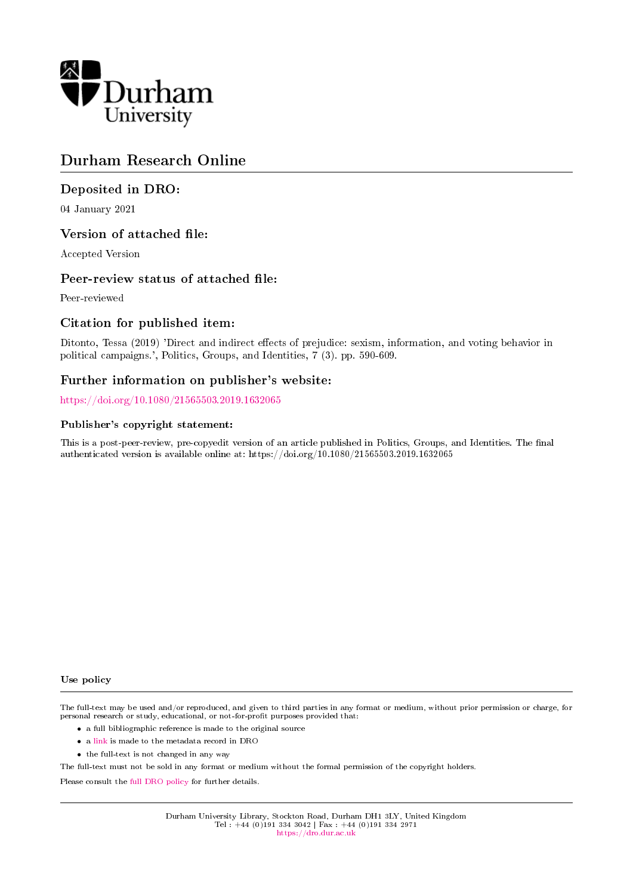Durham University

# Durham Research Online

## Deposited in DRO:

04 January 2021

## Version of attached file:

Accepted Version

## Peer-review status of attached file:

Peer-reviewed

## Citation for published item:

Ditonto, Tessa (2019) 'Direct and indirect effects of prejudice: sexism, information, and voting behavior in political campaigns.', Politics, Groups, and Identities, 7 (3). pp. 590-609.

## Further information on publisher's website:

https://doi.org/10.1080/21565503.2019.1632065

### Publisher's copyright statement:

This is a post-peer-review, pre-copyedit version of an article published in Politics, Groups, and Identities. The final authenticated version is available online at: https://doi.org/10.1080/21565503.2019.1632065

### Use policy

The full-text may be used and/or reproduced, and given to third parties in any format or medium, without prior permission or charge, for personal research or study, educational, or not-for-profit purposes provided that:

- a full bibliographic reference is made to the original source
- a link is made to the metadata record in DRO
- the full-text is not changed in any way

The full-text must not be sold in any format or medium without the formal permission of the copyright holders.

Please consult the full DRO policy for further details.

Durham University Library, Stockton Road, Durham DH1 3LY, United Kingdom
Tel : +44 (0)191 334 3042 | Fax : +44 (0)191 334 2971
https://dro.dur.ac.uk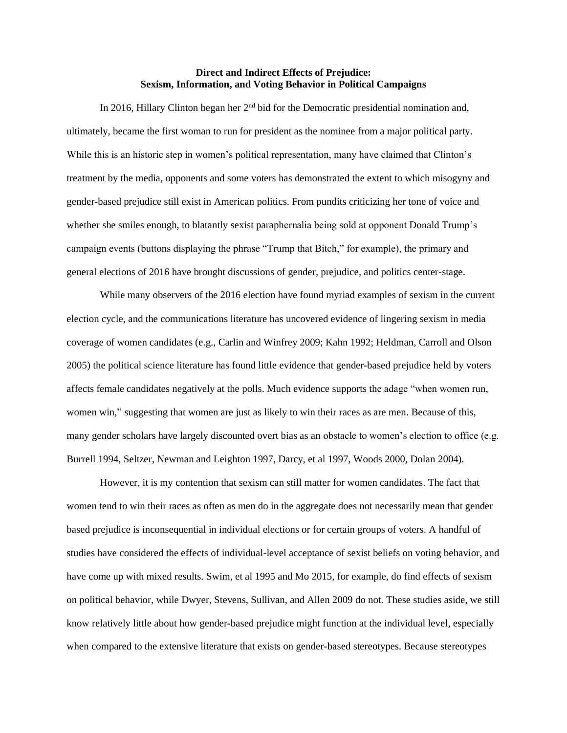**Direct and Indirect Effects of Prejudice:
Sexism, Information, and Voting Behavior in Political Campaigns**

In 2016, Hillary Clinton began her 2nd bid for the Democratic presidential nomination and, ultimately, became the first woman to run for president as the nominee from a major political party. While this is an historic step in women's political representation, many have claimed that Clinton's treatment by the media, opponents and some voters has demonstrated the extent to which misogyny and gender-based prejudice still exist in American politics. From pundits criticizing her tone of voice and whether she smiles enough, to blatantly sexist paraphernalia being sold at opponent Donald Trump's campaign events (buttons displaying the phrase "Trump that Bitch," for example), the primary and general elections of 2016 have brought discussions of gender, prejudice, and politics center-stage.

While many observers of the 2016 election have found myriad examples of sexism in the current election cycle, and the communications literature has uncovered evidence of lingering sexism in media coverage of women candidates (e.g., Carlin and Winfrey 2009; Kahn 1992; Heldman, Carroll and Olson 2005) the political science literature has found little evidence that gender-based prejudice held by voters affects female candidates negatively at the polls. Much evidence supports the adage "when women run, women win," suggesting that women are just as likely to win their races as are men. Because of this, many gender scholars have largely discounted overt bias as an obstacle to women's election to office (e.g. Burrell 1994, Seltzer, Newman and Leighton 1997, Darcy, et al 1997, Woods 2000, Dolan 2004).

However, it is my contention that sexism can still matter for women candidates. The fact that women tend to win their races as often as men do in the aggregate does not necessarily mean that gender based prejudice is inconsequential in individual elections or for certain groups of voters. A handful of studies have considered the effects of individual-level acceptance of sexist beliefs on voting behavior, and have come up with mixed results. Swim, et al 1995 and Mo 2015, for example, do find effects of sexism on political behavior, while Dwyer, Stevens, Sullivan, and Allen 2009 do not. These studies aside, we still know relatively little about how gender-based prejudice might function at the individual level, especially when compared to the extensive literature that exists on gender-based stereotypes. Because stereotypes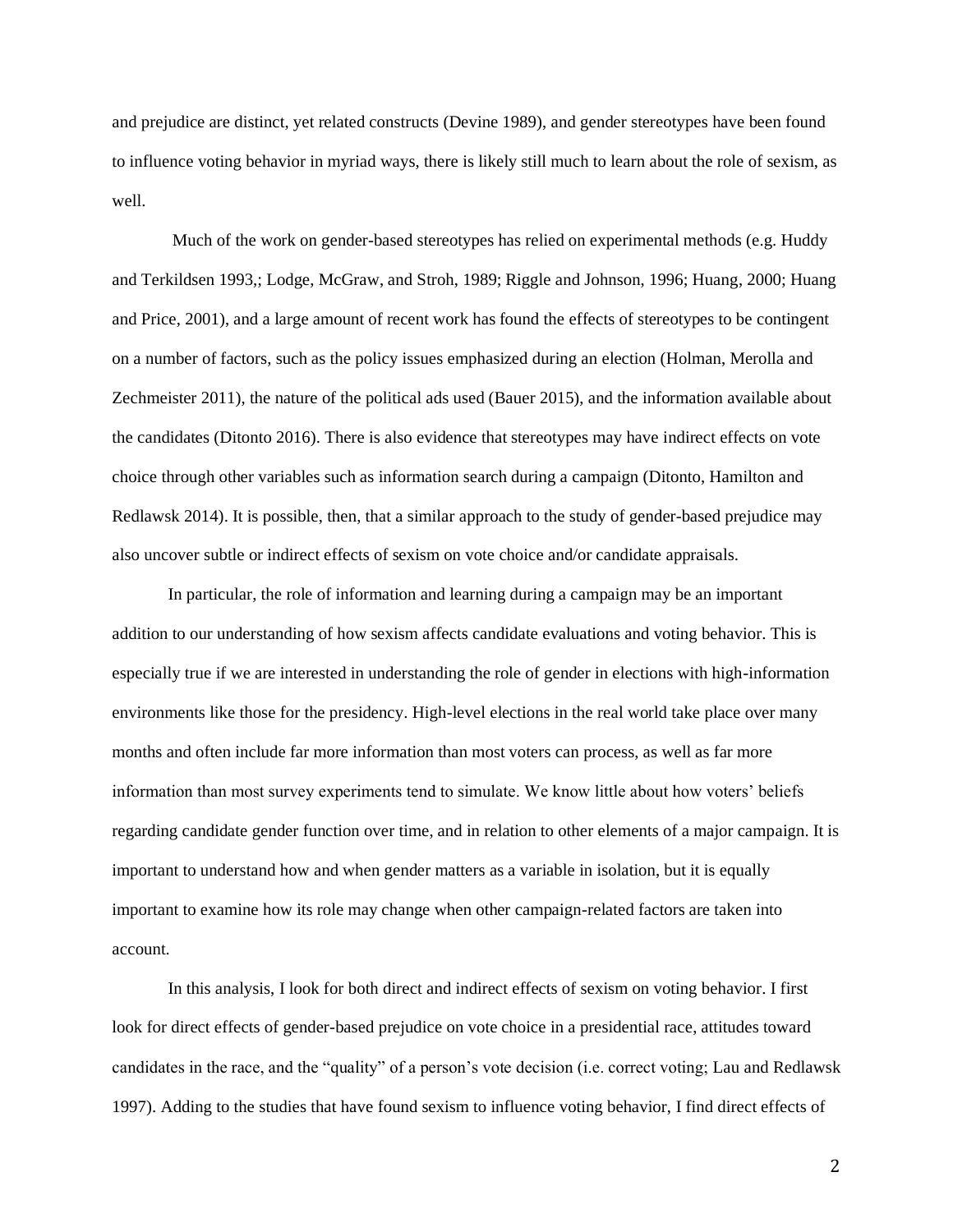and prejudice are distinct, yet related constructs (Devine 1989), and gender stereotypes have been found to influence voting behavior in myriad ways, there is likely still much to learn about the role of sexism, as well.

Much of the work on gender-based stereotypes has relied on experimental methods (e.g. Huddy and Terkildsen 1993,; Lodge, McGraw, and Stroh, 1989; Riggle and Johnson, 1996; Huang, 2000; Huang and Price, 2001), and a large amount of recent work has found the effects of stereotypes to be contingent on a number of factors, such as the policy issues emphasized during an election (Holman, Merolla and Zechmeister 2011), the nature of the political ads used (Bauer 2015), and the information available about the candidates (Ditonto 2016). There is also evidence that stereotypes may have indirect effects on vote choice through other variables such as information search during a campaign (Ditonto, Hamilton and Redlawsk 2014). It is possible, then, that a similar approach to the study of gender-based prejudice may also uncover subtle or indirect effects of sexism on vote choice and/or candidate appraisals.

In particular, the role of information and learning during a campaign may be an important addition to our understanding of how sexism affects candidate evaluations and voting behavior. This is especially true if we are interested in understanding the role of gender in elections with high-information environments like those for the presidency. High-level elections in the real world take place over many months and often include far more information than most voters can process, as well as far more information than most survey experiments tend to simulate. We know little about how voters' beliefs regarding candidate gender function over time, and in relation to other elements of a major campaign. It is important to understand how and when gender matters as a variable in isolation, but it is equally important to examine how its role may change when other campaign-related factors are taken into account.

In this analysis, I look for both direct and indirect effects of sexism on voting behavior. I first look for direct effects of gender-based prejudice on vote choice in a presidential race, attitudes toward candidates in the race, and the "quality" of a person's vote decision (i.e. correct voting; Lau and Redlawsk 1997). Adding to the studies that have found sexism to influence voting behavior, I find direct effects of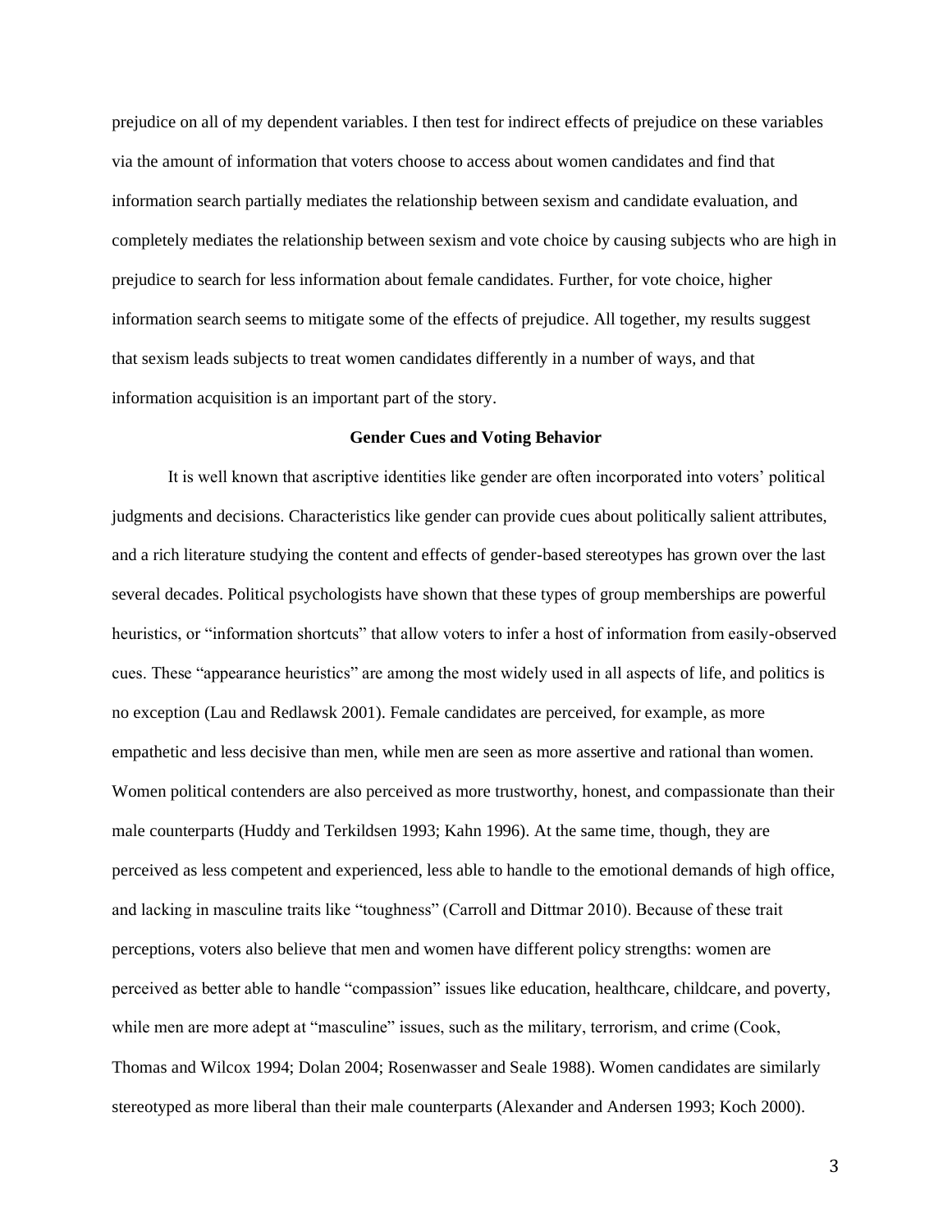prejudice on all of my dependent variables. I then test for indirect effects of prejudice on these variables via the amount of information that voters choose to access about women candidates and find that information search partially mediates the relationship between sexism and candidate evaluation, and completely mediates the relationship between sexism and vote choice by causing subjects who are high in prejudice to search for less information about female candidates. Further, for vote choice, higher information search seems to mitigate some of the effects of prejudice. All together, my results suggest that sexism leads subjects to treat women candidates differently in a number of ways, and that information acquisition is an important part of the story.

## Gender Cues and Voting Behavior

It is well known that ascriptive identities like gender are often incorporated into voters' political judgments and decisions. Characteristics like gender can provide cues about politically salient attributes, and a rich literature studying the content and effects of gender-based stereotypes has grown over the last several decades. Political psychologists have shown that these types of group memberships are powerful heuristics, or "information shortcuts" that allow voters to infer a host of information from easily-observed cues. These "appearance heuristics" are among the most widely used in all aspects of life, and politics is no exception (Lau and Redlawsk 2001). Female candidates are perceived, for example, as more empathetic and less decisive than men, while men are seen as more assertive and rational than women. Women political contenders are also perceived as more trustworthy, honest, and compassionate than their male counterparts (Huddy and Terkildsen 1993; Kahn 1996). At the same time, though, they are perceived as less competent and experienced, less able to handle to the emotional demands of high office, and lacking in masculine traits like "toughness" (Carroll and Dittmar 2010). Because of these trait perceptions, voters also believe that men and women have different policy strengths: women are perceived as better able to handle "compassion" issues like education, healthcare, childcare, and poverty, while men are more adept at "masculine" issues, such as the military, terrorism, and crime (Cook, Thomas and Wilcox 1994; Dolan 2004; Rosenwasser and Seale 1988). Women candidates are similarly stereotyped as more liberal than their male counterparts (Alexander and Andersen 1993; Koch 2000).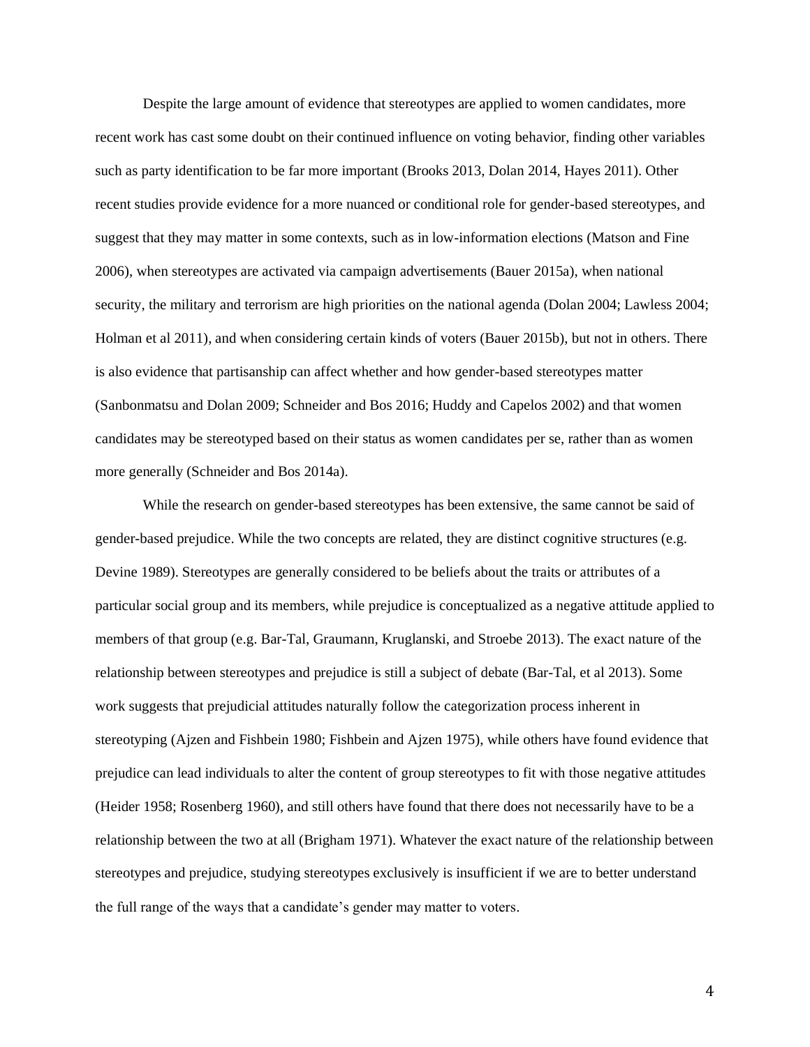Despite the large amount of evidence that stereotypes are applied to women candidates, more recent work has cast some doubt on their continued influence on voting behavior, finding other variables such as party identification to be far more important (Brooks 2013, Dolan 2014, Hayes 2011). Other recent studies provide evidence for a more nuanced or conditional role for gender-based stereotypes, and suggest that they may matter in some contexts, such as in low-information elections (Matson and Fine 2006), when stereotypes are activated via campaign advertisements (Bauer 2015a), when national security, the military and terrorism are high priorities on the national agenda (Dolan 2004; Lawless 2004; Holman et al 2011), and when considering certain kinds of voters (Bauer 2015b), but not in others. There is also evidence that partisanship can affect whether and how gender-based stereotypes matter (Sanbonmatsu and Dolan 2009; Schneider and Bos 2016; Huddy and Capelos 2002) and that women candidates may be stereotyped based on their status as women candidates per se, rather than as women more generally (Schneider and Bos 2014a).

While the research on gender-based stereotypes has been extensive, the same cannot be said of gender-based prejudice. While the two concepts are related, they are distinct cognitive structures (e.g. Devine 1989). Stereotypes are generally considered to be beliefs about the traits or attributes of a particular social group and its members, while prejudice is conceptualized as a negative attitude applied to members of that group (e.g. Bar-Tal, Graumann, Kruglanski, and Stroebe 2013). The exact nature of the relationship between stereotypes and prejudice is still a subject of debate (Bar-Tal, et al 2013). Some work suggests that prejudicial attitudes naturally follow the categorization process inherent in stereotyping (Ajzen and Fishbein 1980; Fishbein and Ajzen 1975), while others have found evidence that prejudice can lead individuals to alter the content of group stereotypes to fit with those negative attitudes (Heider 1958; Rosenberg 1960), and still others have found that there does not necessarily have to be a relationship between the two at all (Brigham 1971). Whatever the exact nature of the relationship between stereotypes and prejudice, studying stereotypes exclusively is insufficient if we are to better understand the full range of the ways that a candidate's gender may matter to voters.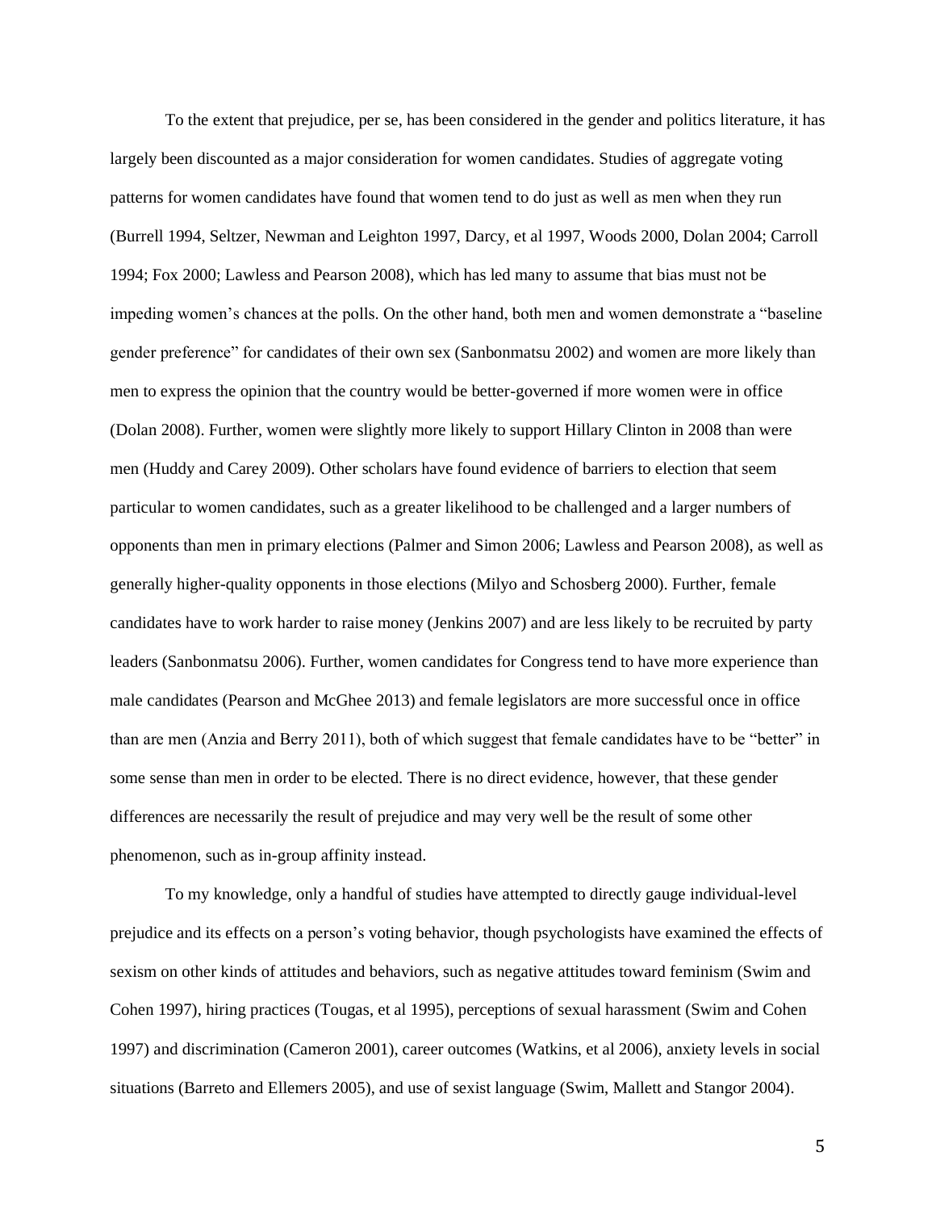To the extent that prejudice, per se, has been considered in the gender and politics literature, it has largely been discounted as a major consideration for women candidates. Studies of aggregate voting patterns for women candidates have found that women tend to do just as well as men when they run (Burrell 1994, Seltzer, Newman and Leighton 1997, Darcy, et al 1997, Woods 2000, Dolan 2004; Carroll 1994; Fox 2000; Lawless and Pearson 2008), which has led many to assume that bias must not be impeding women's chances at the polls. On the other hand, both men and women demonstrate a "baseline gender preference" for candidates of their own sex (Sanbonmatsu 2002) and women are more likely than men to express the opinion that the country would be better-governed if more women were in office (Dolan 2008). Further, women were slightly more likely to support Hillary Clinton in 2008 than were men (Huddy and Carey 2009). Other scholars have found evidence of barriers to election that seem particular to women candidates, such as a greater likelihood to be challenged and a larger numbers of opponents than men in primary elections (Palmer and Simon 2006; Lawless and Pearson 2008), as well as generally higher-quality opponents in those elections (Milyo and Schosberg 2000). Further, female candidates have to work harder to raise money (Jenkins 2007) and are less likely to be recruited by party leaders (Sanbonmatsu 2006). Further, women candidates for Congress tend to have more experience than male candidates (Pearson and McGhee 2013) and female legislators are more successful once in office than are men (Anzia and Berry 2011), both of which suggest that female candidates have to be "better" in some sense than men in order to be elected. There is no direct evidence, however, that these gender differences are necessarily the result of prejudice and may very well be the result of some other phenomenon, such as in-group affinity instead.

To my knowledge, only a handful of studies have attempted to directly gauge individual-level prejudice and its effects on a person's voting behavior, though psychologists have examined the effects of sexism on other kinds of attitudes and behaviors, such as negative attitudes toward feminism (Swim and Cohen 1997), hiring practices (Tougas, et al 1995), perceptions of sexual harassment (Swim and Cohen 1997) and discrimination (Cameron 2001), career outcomes (Watkins, et al 2006), anxiety levels in social situations (Barreto and Ellemers 2005), and use of sexist language (Swim, Mallett and Stangor 2004).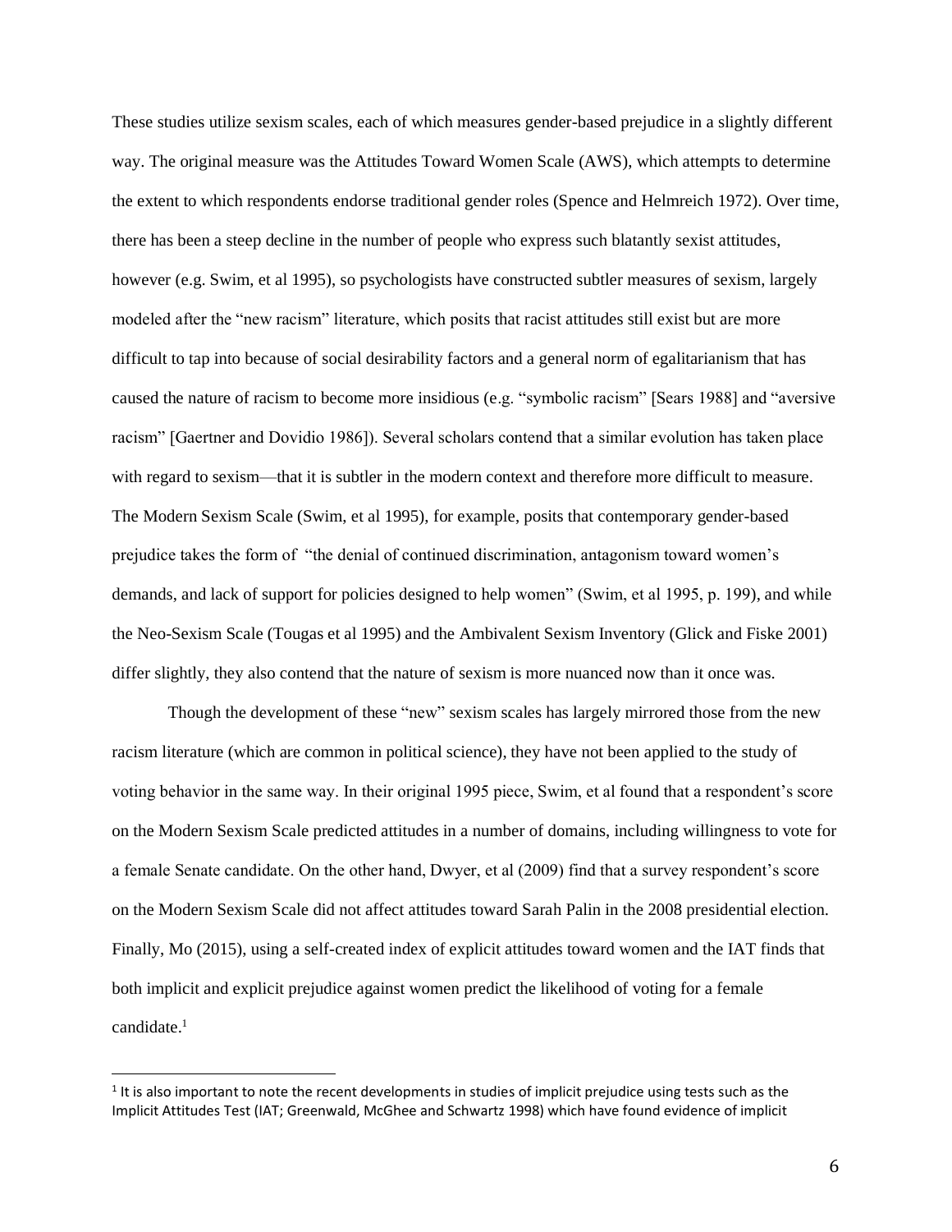These studies utilize sexism scales, each of which measures gender-based prejudice in a slightly different way. The original measure was the Attitudes Toward Women Scale (AWS), which attempts to determine the extent to which respondents endorse traditional gender roles (Spence and Helmreich 1972). Over time, there has been a steep decline in the number of people who express such blatantly sexist attitudes, however (e.g. Swim, et al 1995), so psychologists have constructed subtler measures of sexism, largely modeled after the "new racism" literature, which posits that racist attitudes still exist but are more difficult to tap into because of social desirability factors and a general norm of egalitarianism that has caused the nature of racism to become more insidious (e.g. "symbolic racism" [Sears 1988] and "aversive racism" [Gaertner and Dovidio 1986]). Several scholars contend that a similar evolution has taken place with regard to sexism—that it is subtler in the modern context and therefore more difficult to measure. The Modern Sexism Scale (Swim, et al 1995), for example, posits that contemporary gender-based prejudice takes the form of "the denial of continued discrimination, antagonism toward women's demands, and lack of support for policies designed to help women" (Swim, et al 1995, p. 199), and while the Neo-Sexism Scale (Tougas et al 1995) and the Ambivalent Sexism Inventory (Glick and Fiske 2001) differ slightly, they also contend that the nature of sexism is more nuanced now than it once was.

Though the development of these "new" sexism scales has largely mirrored those from the new racism literature (which are common in political science), they have not been applied to the study of voting behavior in the same way. In their original 1995 piece, Swim, et al found that a respondent's score on the Modern Sexism Scale predicted attitudes in a number of domains, including willingness to vote for a female Senate candidate. On the other hand, Dwyer, et al (2009) find that a survey respondent's score on the Modern Sexism Scale did not affect attitudes toward Sarah Palin in the 2008 presidential election. Finally, Mo (2015), using a self-created index of explicit attitudes toward women and the IAT finds that both implicit and explicit prejudice against women predict the likelihood of voting for a female candidate.[1]

[1] It is also important to note the recent developments in studies of implicit prejudice using tests such as the Implicit Attitudes Test (IAT; Greenwald, McGhee and Schwartz 1998) which have found evidence of implicit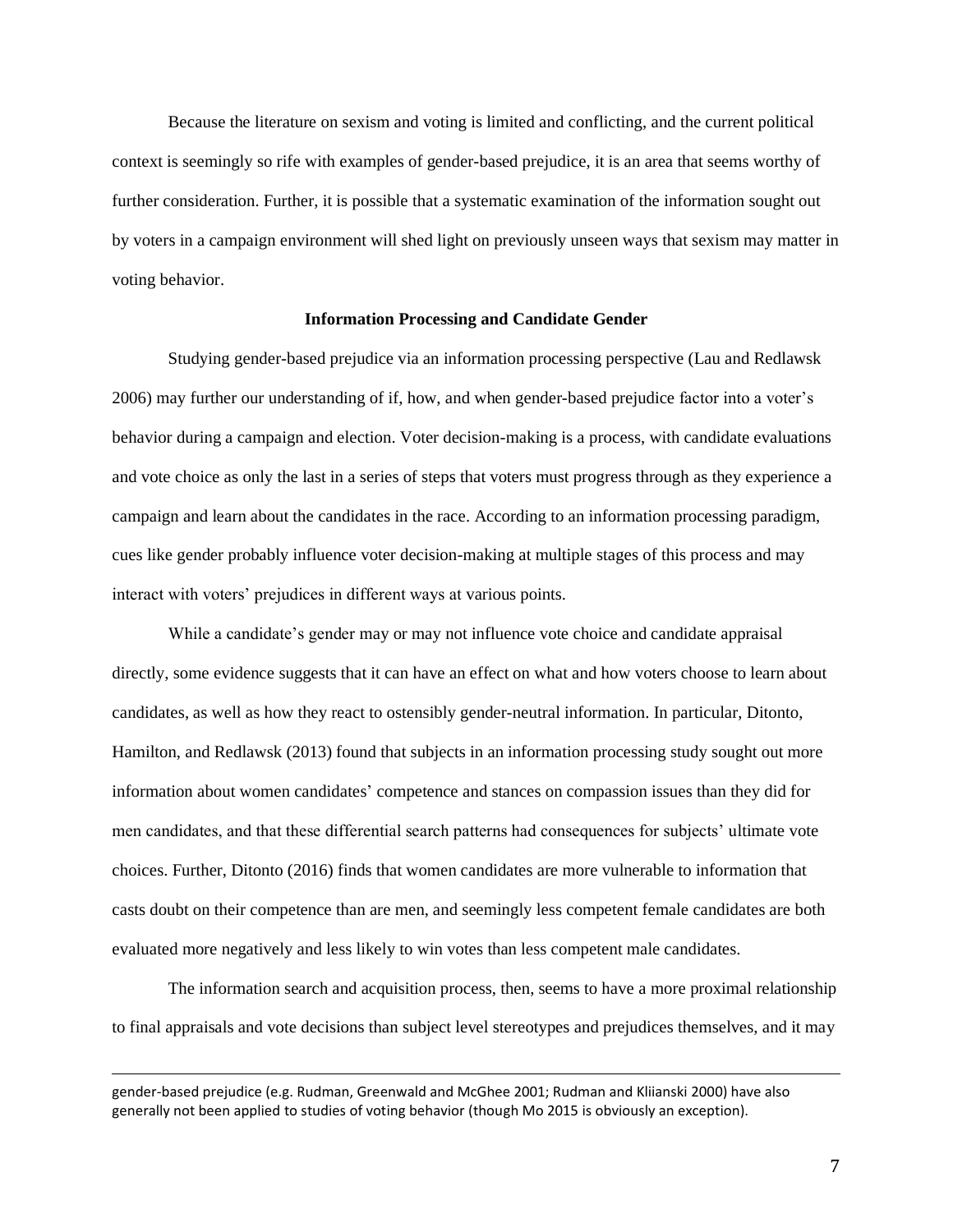Because the literature on sexism and voting is limited and conflicting, and the current political context is seemingly so rife with examples of gender-based prejudice, it is an area that seems worthy of further consideration. Further, it is possible that a systematic examination of the information sought out by voters in a campaign environment will shed light on previously unseen ways that sexism may matter in voting behavior.

### Information Processing and Candidate Gender

Studying gender-based prejudice via an information processing perspective (Lau and Redlawsk 2006) may further our understanding of if, how, and when gender-based prejudice factor into a voter's behavior during a campaign and election. Voter decision-making is a process, with candidate evaluations and vote choice as only the last in a series of steps that voters must progress through as they experience a campaign and learn about the candidates in the race. According to an information processing paradigm, cues like gender probably influence voter decision-making at multiple stages of this process and may interact with voters' prejudices in different ways at various points.

While a candidate's gender may or may not influence vote choice and candidate appraisal directly, some evidence suggests that it can have an effect on what and how voters choose to learn about candidates, as well as how they react to ostensibly gender-neutral information. In particular, Ditonto, Hamilton, and Redlawsk (2013) found that subjects in an information processing study sought out more information about women candidates' competence and stances on compassion issues than they did for men candidates, and that these differential search patterns had consequences for subjects' ultimate vote choices. Further, Ditonto (2016) finds that women candidates are more vulnerable to information that casts doubt on their competence than are men, and seemingly less competent female candidates are both evaluated more negatively and less likely to win votes than less competent male candidates.

The information search and acquisition process, then, seems to have a more proximal relationship to final appraisals and vote decisions than subject level stereotypes and prejudices themselves, and it may

---

gender-based prejudice (e.g. Rudman, Greenwald and McGhee 2001; Rudman and Kliianski 2000) have also generally not been applied to studies of voting behavior (though Mo 2015 is obviously an exception).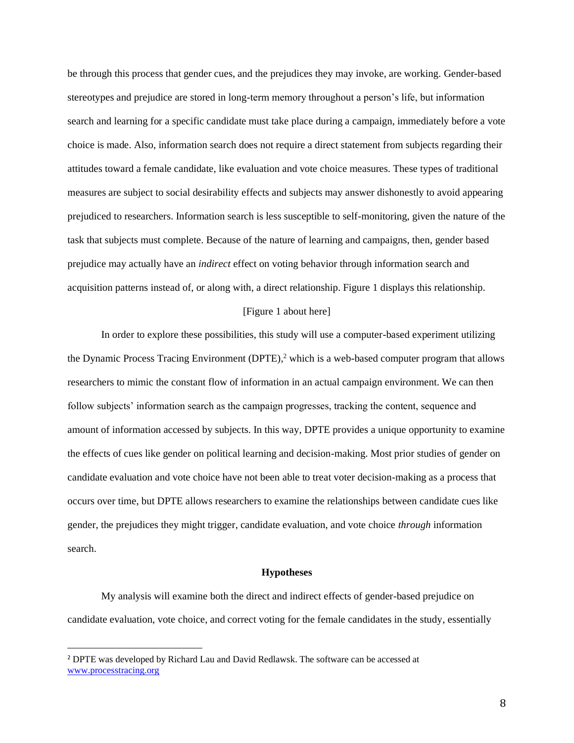be through this process that gender cues, and the prejudices they may invoke, are working. Gender-based stereotypes and prejudice are stored in long-term memory throughout a person's life, but information search and learning for a specific candidate must take place during a campaign, immediately before a vote choice is made. Also, information search does not require a direct statement from subjects regarding their attitudes toward a female candidate, like evaluation and vote choice measures. These types of traditional measures are subject to social desirability effects and subjects may answer dishonestly to avoid appearing prejudiced to researchers. Information search is less susceptible to self-monitoring, given the nature of the task that subjects must complete. Because of the nature of learning and campaigns, then, gender based prejudice may actually have an *indirect* effect on voting behavior through information search and acquisition patterns instead of, or along with, a direct relationship. Figure 1 displays this relationship.

[Figure 1 about here]

In order to explore these possibilities, this study will use a computer-based experiment utilizing the Dynamic Process Tracing Environment (DPTE),[2] which is a web-based computer program that allows researchers to mimic the constant flow of information in an actual campaign environment. We can then follow subjects' information search as the campaign progresses, tracking the content, sequence and amount of information accessed by subjects. In this way, DPTE provides a unique opportunity to examine the effects of cues like gender on political learning and decision-making. Most prior studies of gender on candidate evaluation and vote choice have not been able to treat voter decision-making as a process that occurs over time, but DPTE allows researchers to examine the relationships between candidate cues like gender, the prejudices they might trigger, candidate evaluation, and vote choice *through* information search.

**Hypotheses**

My analysis will examine both the direct and indirect effects of gender-based prejudice on candidate evaluation, vote choice, and correct voting for the female candidates in the study, essentially

[2] DPTE was developed by Richard Lau and David Redlawsk. The software can be accessed at www.processtracing.org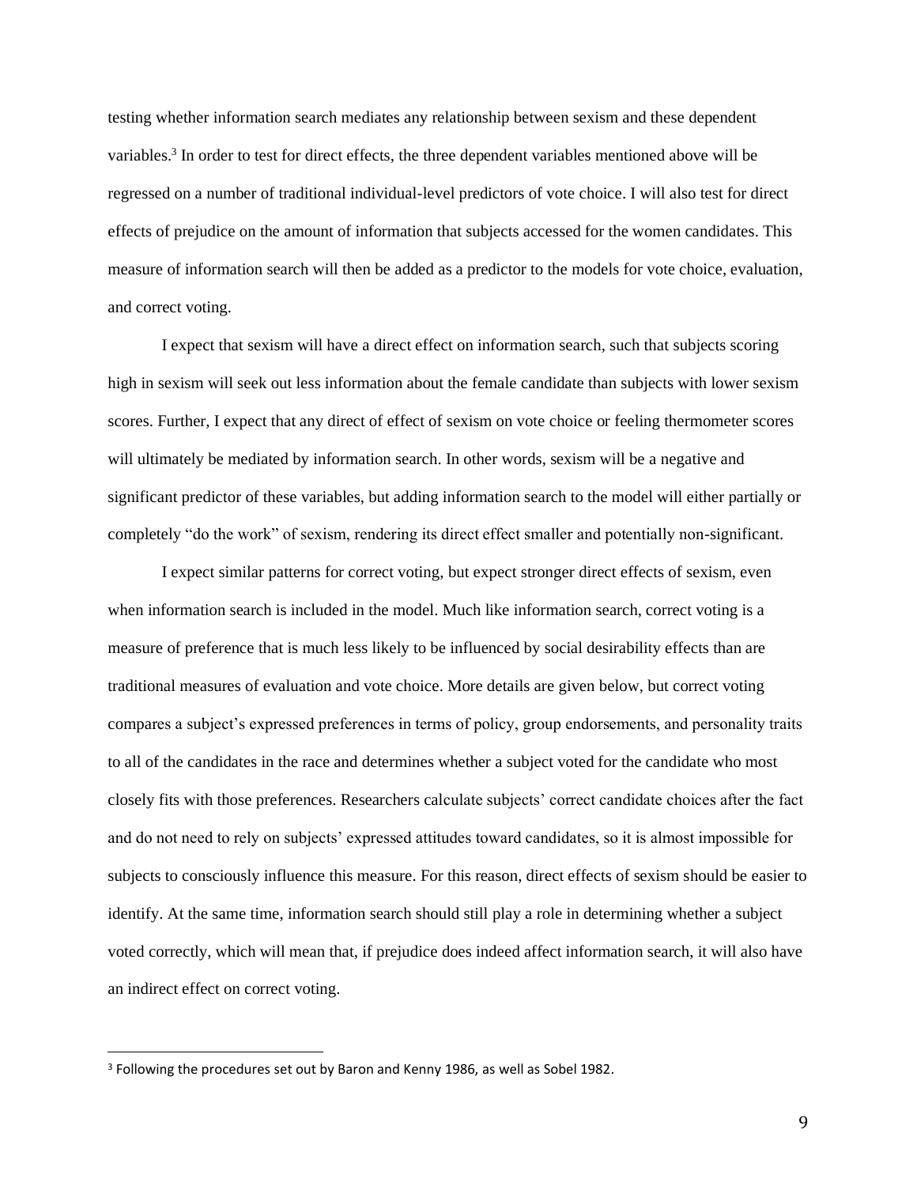testing whether information search mediates any relationship between sexism and these dependent variables.[3] In order to test for direct effects, the three dependent variables mentioned above will be regressed on a number of traditional individual-level predictors of vote choice. I will also test for direct effects of prejudice on the amount of information that subjects accessed for the women candidates. This measure of information search will then be added as a predictor to the models for vote choice, evaluation, and correct voting.

I expect that sexism will have a direct effect on information search, such that subjects scoring high in sexism will seek out less information about the female candidate than subjects with lower sexism scores. Further, I expect that any direct of effect of sexism on vote choice or feeling thermometer scores will ultimately be mediated by information search. In other words, sexism will be a negative and significant predictor of these variables, but adding information search to the model will either partially or completely "do the work" of sexism, rendering its direct effect smaller and potentially non-significant.

I expect similar patterns for correct voting, but expect stronger direct effects of sexism, even when information search is included in the model. Much like information search, correct voting is a measure of preference that is much less likely to be influenced by social desirability effects than are traditional measures of evaluation and vote choice. More details are given below, but correct voting compares a subject's expressed preferences in terms of policy, group endorsements, and personality traits to all of the candidates in the race and determines whether a subject voted for the candidate who most closely fits with those preferences. Researchers calculate subjects' correct candidate choices after the fact and do not need to rely on subjects' expressed attitudes toward candidates, so it is almost impossible for subjects to consciously influence this measure. For this reason, direct effects of sexism should be easier to identify. At the same time, information search should still play a role in determining whether a subject voted correctly, which will mean that, if prejudice does indeed affect information search, it will also have an indirect effect on correct voting.

[3] Following the procedures set out by Baron and Kenny 1986, as well as Sobel 1982.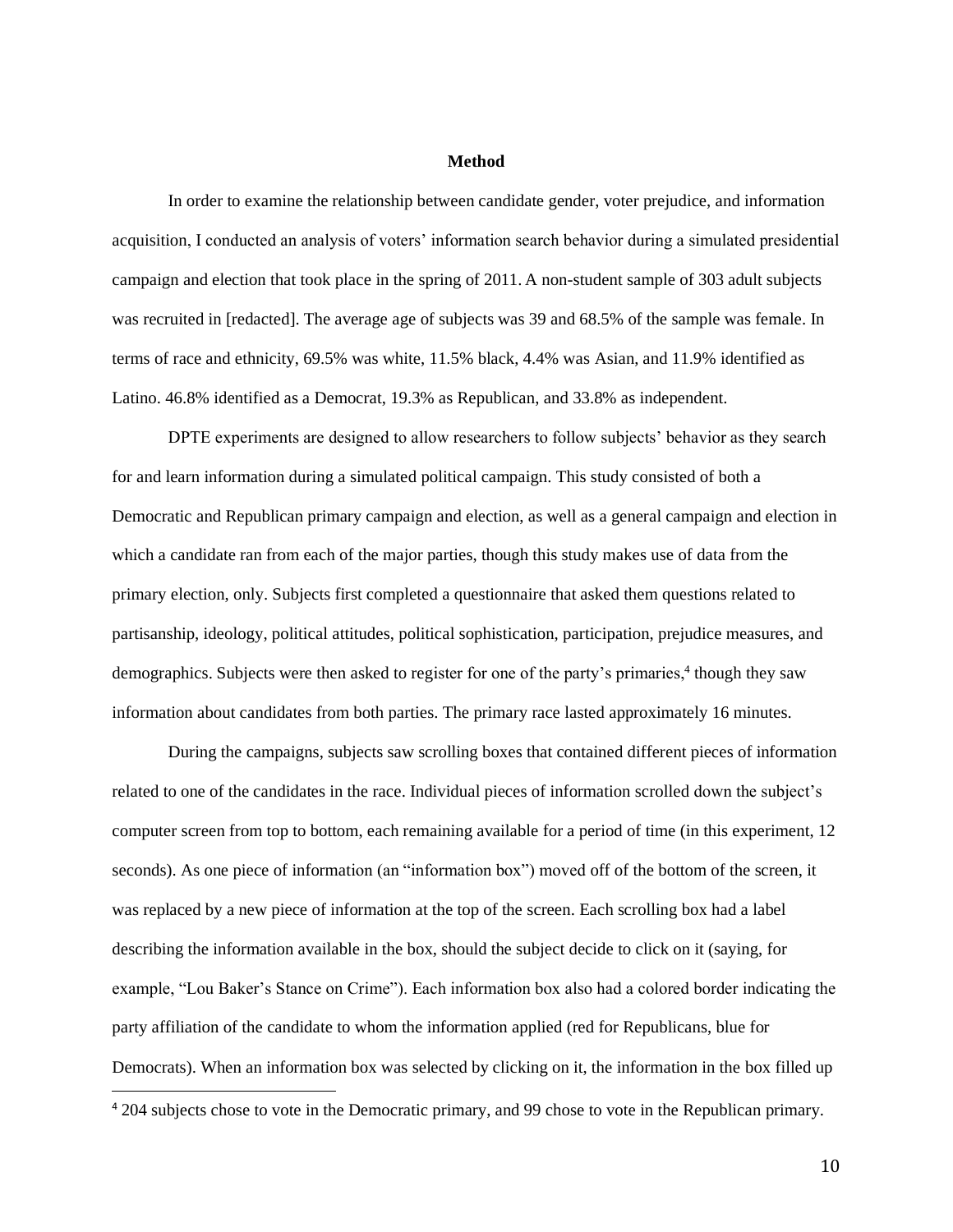## Method

In order to examine the relationship between candidate gender, voter prejudice, and information acquisition, I conducted an analysis of voters' information search behavior during a simulated presidential campaign and election that took place in the spring of 2011. A non-student sample of 303 adult subjects was recruited in [redacted]. The average age of subjects was 39 and 68.5% of the sample was female. In terms of race and ethnicity, 69.5% was white, 11.5% black, 4.4% was Asian, and 11.9% identified as Latino. 46.8% identified as a Democrat, 19.3% as Republican, and 33.8% as independent.

DPTE experiments are designed to allow researchers to follow subjects' behavior as they search for and learn information during a simulated political campaign. This study consisted of both a Democratic and Republican primary campaign and election, as well as a general campaign and election in which a candidate ran from each of the major parties, though this study makes use of data from the primary election, only. Subjects first completed a questionnaire that asked them questions related to partisanship, ideology, political attitudes, political sophistication, participation, prejudice measures, and demographics. Subjects were then asked to register for one of the party's primaries,[4] though they saw information about candidates from both parties. The primary race lasted approximately 16 minutes.

During the campaigns, subjects saw scrolling boxes that contained different pieces of information related to one of the candidates in the race. Individual pieces of information scrolled down the subject's computer screen from top to bottom, each remaining available for a period of time (in this experiment, 12 seconds). As one piece of information (an "information box") moved off of the bottom of the screen, it was replaced by a new piece of information at the top of the screen. Each scrolling box had a label describing the information available in the box, should the subject decide to click on it (saying, for example, "Lou Baker's Stance on Crime"). Each information box also had a colored border indicating the party affiliation of the candidate to whom the information applied (red for Republicans, blue for Democrats). When an information box was selected by clicking on it, the information in the box filled up

---

[4] 204 subjects chose to vote in the Democratic primary, and 99 chose to vote in the Republican primary.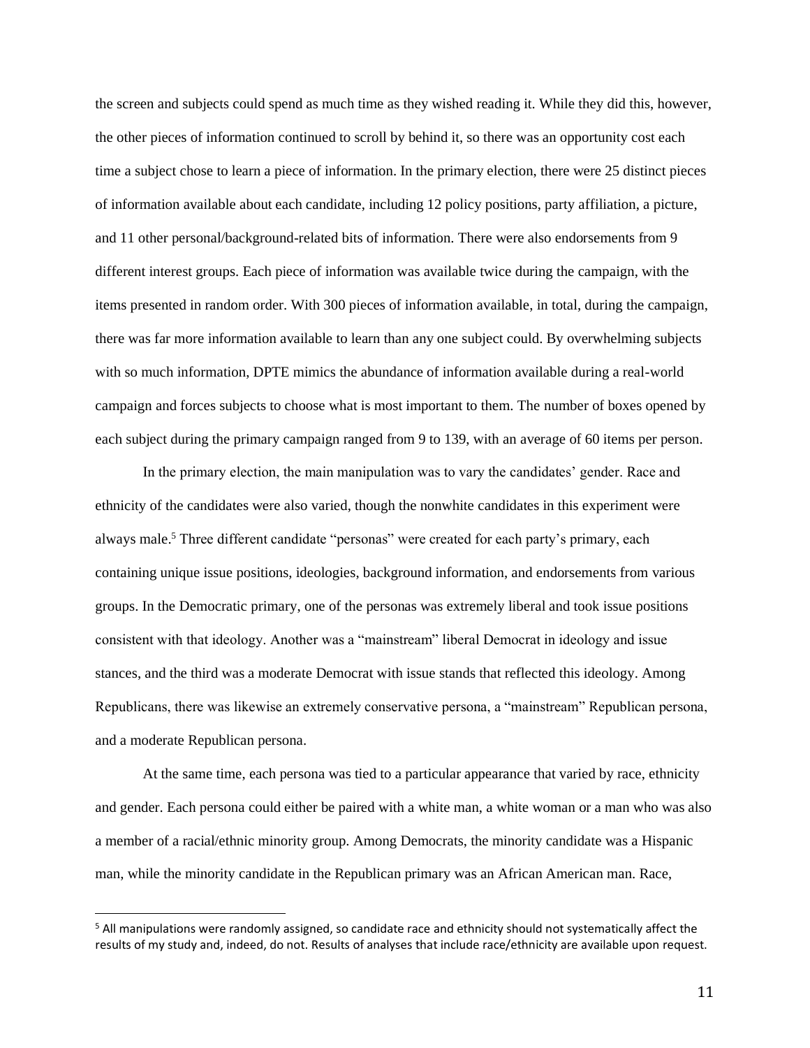the screen and subjects could spend as much time as they wished reading it. While they did this, however, the other pieces of information continued to scroll by behind it, so there was an opportunity cost each time a subject chose to learn a piece of information. In the primary election, there were 25 distinct pieces of information available about each candidate, including 12 policy positions, party affiliation, a picture, and 11 other personal/background-related bits of information. There were also endorsements from 9 different interest groups. Each piece of information was available twice during the campaign, with the items presented in random order. With 300 pieces of information available, in total, during the campaign, there was far more information available to learn than any one subject could. By overwhelming subjects with so much information, DPTE mimics the abundance of information available during a real-world campaign and forces subjects to choose what is most important to them. The number of boxes opened by each subject during the primary campaign ranged from 9 to 139, with an average of 60 items per person.

In the primary election, the main manipulation was to vary the candidates' gender. Race and ethnicity of the candidates were also varied, though the nonwhite candidates in this experiment were always male.[5] Three different candidate "personas" were created for each party's primary, each containing unique issue positions, ideologies, background information, and endorsements from various groups. In the Democratic primary, one of the personas was extremely liberal and took issue positions consistent with that ideology. Another was a "mainstream" liberal Democrat in ideology and issue stances, and the third was a moderate Democrat with issue stands that reflected this ideology. Among Republicans, there was likewise an extremely conservative persona, a "mainstream" Republican persona, and a moderate Republican persona.

At the same time, each persona was tied to a particular appearance that varied by race, ethnicity and gender. Each persona could either be paired with a white man, a white woman or a man who was also a member of a racial/ethnic minority group. Among Democrats, the minority candidate was a Hispanic man, while the minority candidate in the Republican primary was an African American man. Race,

[5] All manipulations were randomly assigned, so candidate race and ethnicity should not systematically affect the results of my study and, indeed, do not. Results of analyses that include race/ethnicity are available upon request.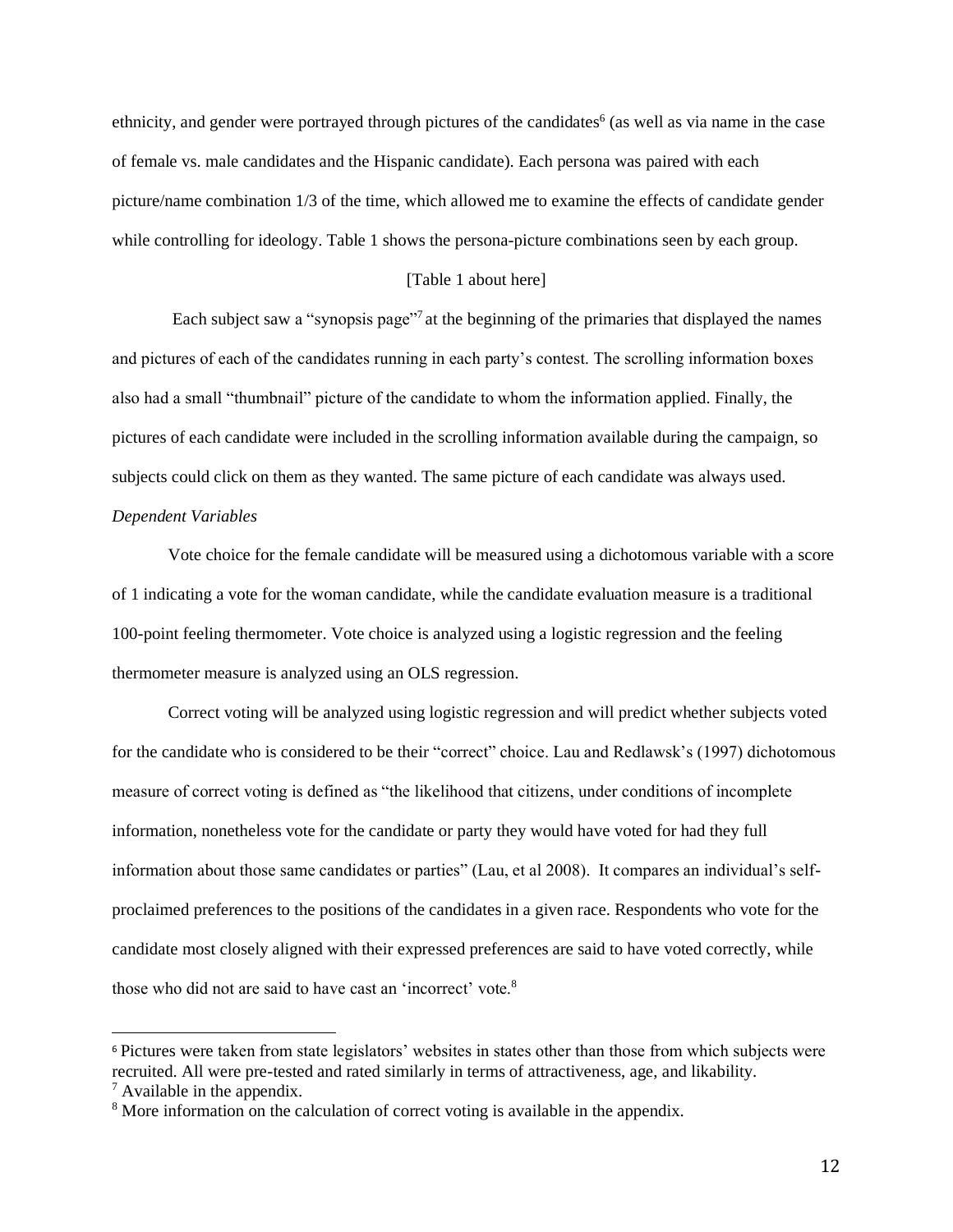ethnicity, and gender were portrayed through pictures of the candidates[6] (as well as via name in the case of female vs. male candidates and the Hispanic candidate). Each persona was paired with each picture/name combination 1/3 of the time, which allowed me to examine the effects of candidate gender while controlling for ideology. Table 1 shows the persona-picture combinations seen by each group.

[Table 1 about here]

Each subject saw a "synopsis page"[7] at the beginning of the primaries that displayed the names and pictures of each of the candidates running in each party's contest. The scrolling information boxes also had a small "thumbnail" picture of the candidate to whom the information applied. Finally, the pictures of each candidate were included in the scrolling information available during the campaign, so subjects could click on them as they wanted. The same picture of each candidate was always used.

*Dependent Variables*

Vote choice for the female candidate will be measured using a dichotomous variable with a score of 1 indicating a vote for the woman candidate, while the candidate evaluation measure is a traditional 100-point feeling thermometer. Vote choice is analyzed using a logistic regression and the feeling thermometer measure is analyzed using an OLS regression.

Correct voting will be analyzed using logistic regression and will predict whether subjects voted for the candidate who is considered to be their "correct" choice. Lau and Redlawsk's (1997) dichotomous measure of correct voting is defined as "the likelihood that citizens, under conditions of incomplete information, nonetheless vote for the candidate or party they would have voted for had they full information about those same candidates or parties" (Lau, et al 2008). It compares an individual's self-proclaimed preferences to the positions of the candidates in a given race. Respondents who vote for the candidate most closely aligned with their expressed preferences are said to have voted correctly, while those who did not are said to have cast an 'incorrect' vote.[8]

---

[6] Pictures were taken from state legislators' websites in states other than those from which subjects were recruited. All were pre-tested and rated similarly in terms of attractiveness, age, and likability.

[7] Available in the appendix.

[8] More information on the calculation of correct voting is available in the appendix.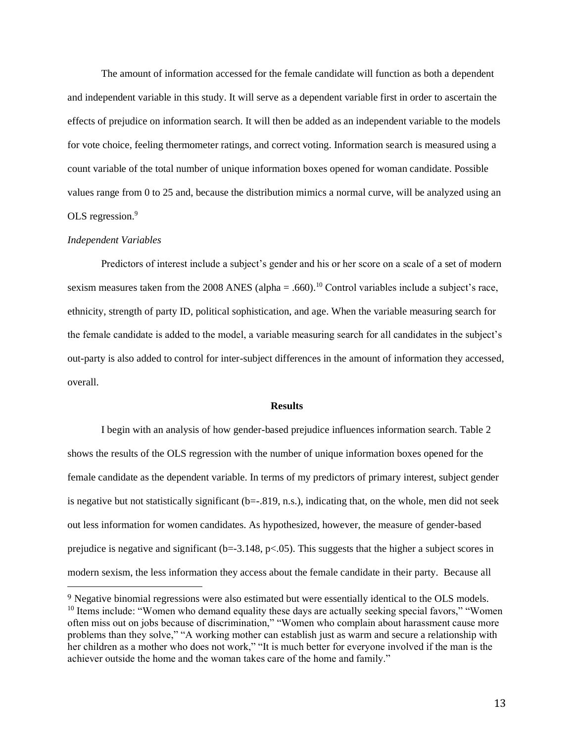The amount of information accessed for the female candidate will function as both a dependent and independent variable in this study. It will serve as a dependent variable first in order to ascertain the effects of prejudice on information search. It will then be added as an independent variable to the models for vote choice, feeling thermometer ratings, and correct voting. Information search is measured using a count variable of the total number of unique information boxes opened for woman candidate. Possible values range from 0 to 25 and, because the distribution mimics a normal curve, will be analyzed using an OLS regression.[9]

*Independent Variables*

Predictors of interest include a subject's gender and his or her score on a scale of a set of modern sexism measures taken from the 2008 ANES (alpha = .660).[10] Control variables include a subject's race, ethnicity, strength of party ID, political sophistication, and age. When the variable measuring search for the female candidate is added to the model, a variable measuring search for all candidates in the subject's out-party is also added to control for inter-subject differences in the amount of information they accessed, overall.

**Results**

I begin with an analysis of how gender-based prejudice influences information search. Table 2 shows the results of the OLS regression with the number of unique information boxes opened for the female candidate as the dependent variable. In terms of my predictors of primary interest, subject gender is negative but not statistically significant (b=-.819, n.s.), indicating that, on the whole, men did not seek out less information for women candidates. As hypothesized, however, the measure of gender-based prejudice is negative and significant (b=-3.148, $p<.05$). This suggests that the higher a subject scores in modern sexism, the less information they access about the female candidate in their party. Because all

[9] Negative binomial regressions were also estimated but were essentially identical to the OLS models.

[10] Items include: "Women who demand equality these days are actually seeking special favors," "Women often miss out on jobs because of discrimination," "Women who complain about harassment cause more problems than they solve," "A working mother can establish just as warm and secure a relationship with her children as a mother who does not work," "It is much better for everyone involved if the man is the achiever outside the home and the woman takes care of the home and family."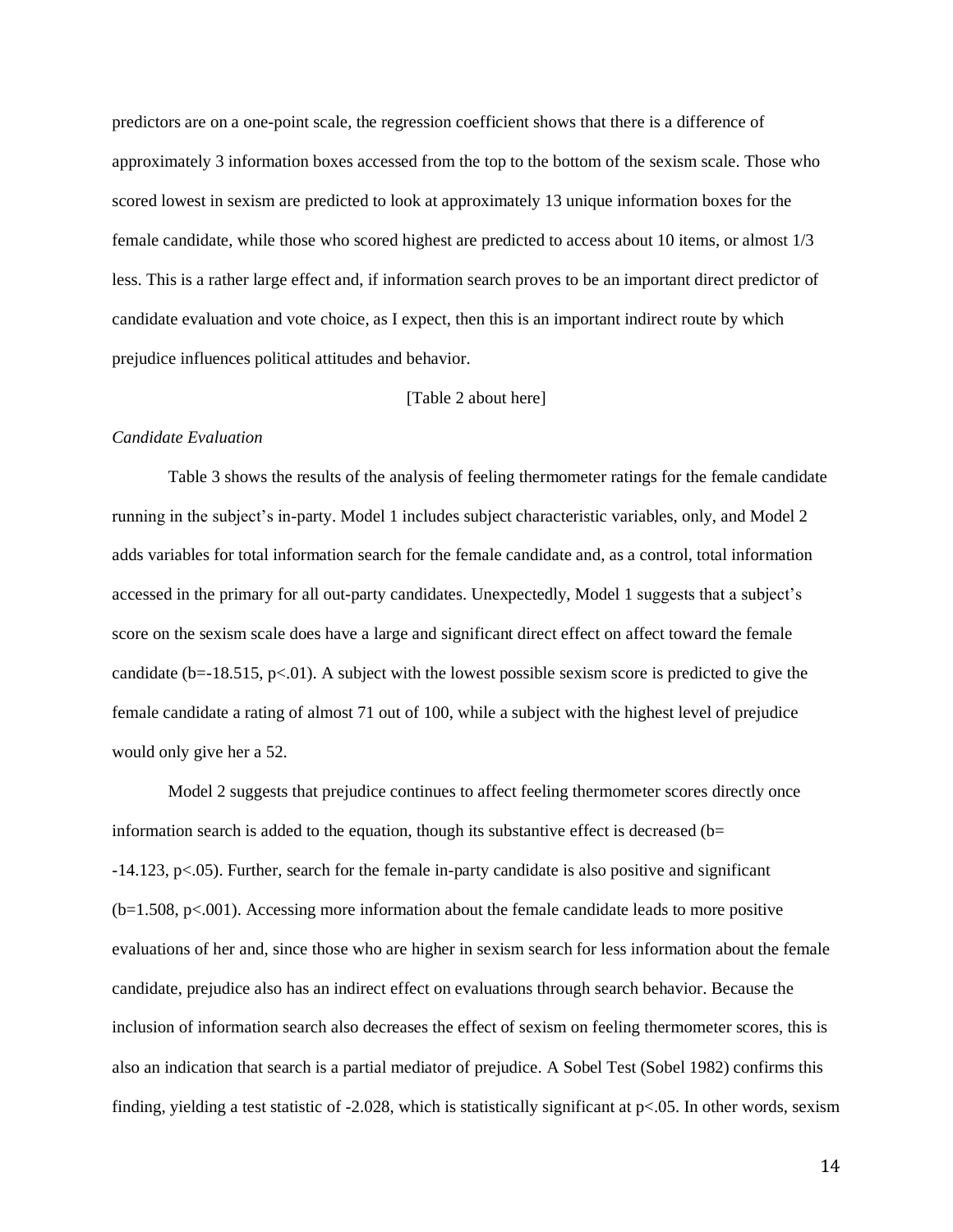predictors are on a one-point scale, the regression coefficient shows that there is a difference of approximately 3 information boxes accessed from the top to the bottom of the sexism scale. Those who scored lowest in sexism are predicted to look at approximately 13 unique information boxes for the female candidate, while those who scored highest are predicted to access about 10 items, or almost 1/3 less. This is a rather large effect and, if information search proves to be an important direct predictor of candidate evaluation and vote choice, as I expect, then this is an important indirect route by which prejudice influences political attitudes and behavior.

[Table 2 about here]

*Candidate Evaluation*

Table 3 shows the results of the analysis of feeling thermometer ratings for the female candidate running in the subject's in-party. Model 1 includes subject characteristic variables, only, and Model 2 adds variables for total information search for the female candidate and, as a control, total information accessed in the primary for all out-party candidates. Unexpectedly, Model 1 suggests that a subject's score on the sexism scale does have a large and significant direct effect on affect toward the female candidate ($b=-18.515$, $p<.01$). A subject with the lowest possible sexism score is predicted to give the female candidate a rating of almost 71 out of 100, while a subject with the highest level of prejudice would only give her a 52.

Model 2 suggests that prejudice continues to affect feeling thermometer scores directly once information search is added to the equation, though its substantive effect is decreased ($b=-14.123$, $p<.05$). Further, search for the female in-party candidate is also positive and significant ($b=1.508$, $p<.001$). Accessing more information about the female candidate leads to more positive evaluations of her and, since those who are higher in sexism search for less information about the female candidate, prejudice also has an indirect effect on evaluations through search behavior. Because the inclusion of information search also decreases the effect of sexism on feeling thermometer scores, this is also an indication that search is a partial mediator of prejudice. A Sobel Test (Sobel 1982) confirms this finding, yielding a test statistic of -2.028, which is statistically significant at $p<.05$. In other words, sexism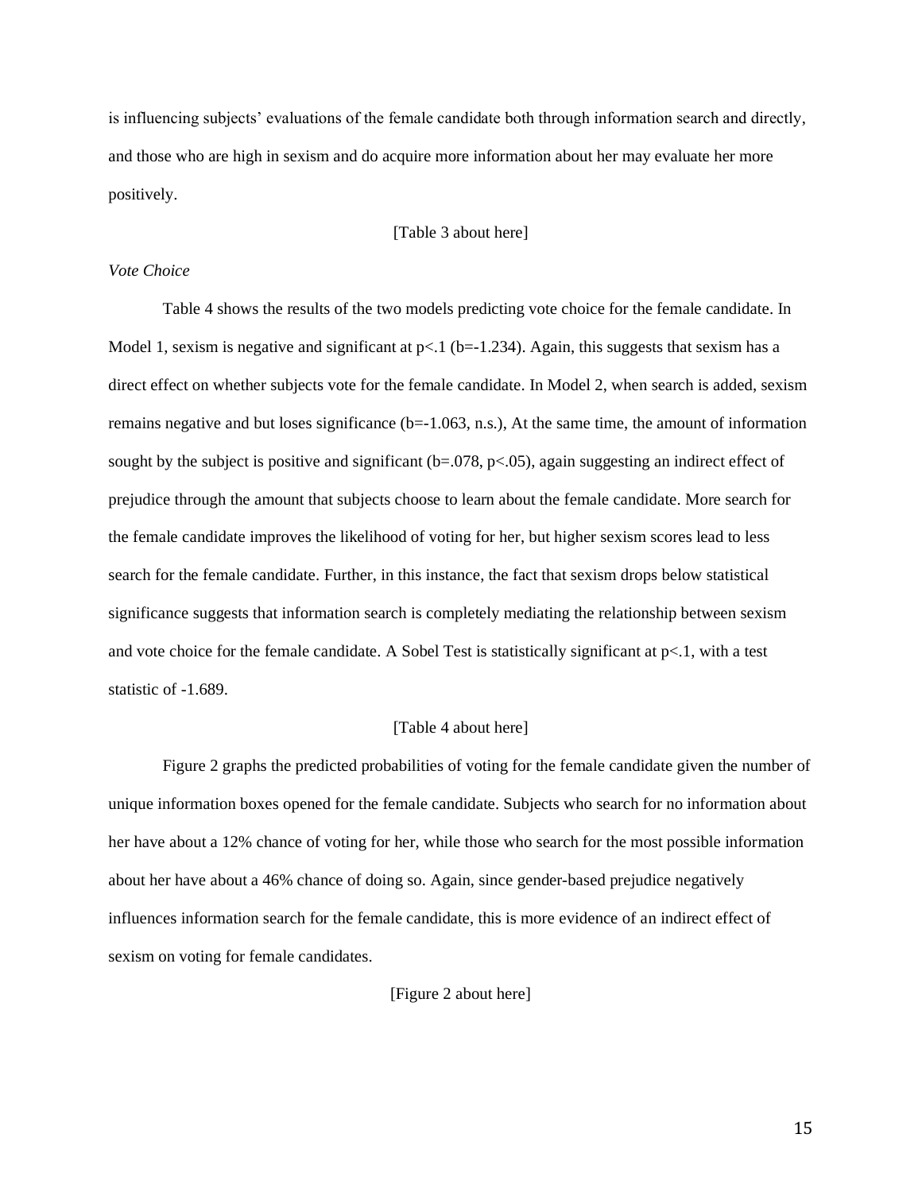is influencing subjects' evaluations of the female candidate both through information search and directly, and those who are high in sexism and do acquire more information about her may evaluate her more positively.

[Table 3 about here]

*Vote Choice*

Table 4 shows the results of the two models predicting vote choice for the female candidate. In Model 1, sexism is negative and significant at $p<.1$ ($b=-1.234$). Again, this suggests that sexism has a direct effect on whether subjects vote for the female candidate. In Model 2, when search is added, sexism remains negative and but loses significance ($b=-1.063$, n.s.), At the same time, the amount of information sought by the subject is positive and significant ($b=.078$, $p<.05$), again suggesting an indirect effect of prejudice through the amount that subjects choose to learn about the female candidate. More search for the female candidate improves the likelihood of voting for her, but higher sexism scores lead to less search for the female candidate. Further, in this instance, the fact that sexism drops below statistical significance suggests that information search is completely mediating the relationship between sexism and vote choice for the female candidate. A Sobel Test is statistically significant at $p<.1$, with a test statistic of -1.689.

[Table 4 about here]

Figure 2 graphs the predicted probabilities of voting for the female candidate given the number of unique information boxes opened for the female candidate. Subjects who search for no information about her have about a 12% chance of voting for her, while those who search for the most possible information about her have about a 46% chance of doing so. Again, since gender-based prejudice negatively influences information search for the female candidate, this is more evidence of an indirect effect of sexism on voting for female candidates.

[Figure 2 about here]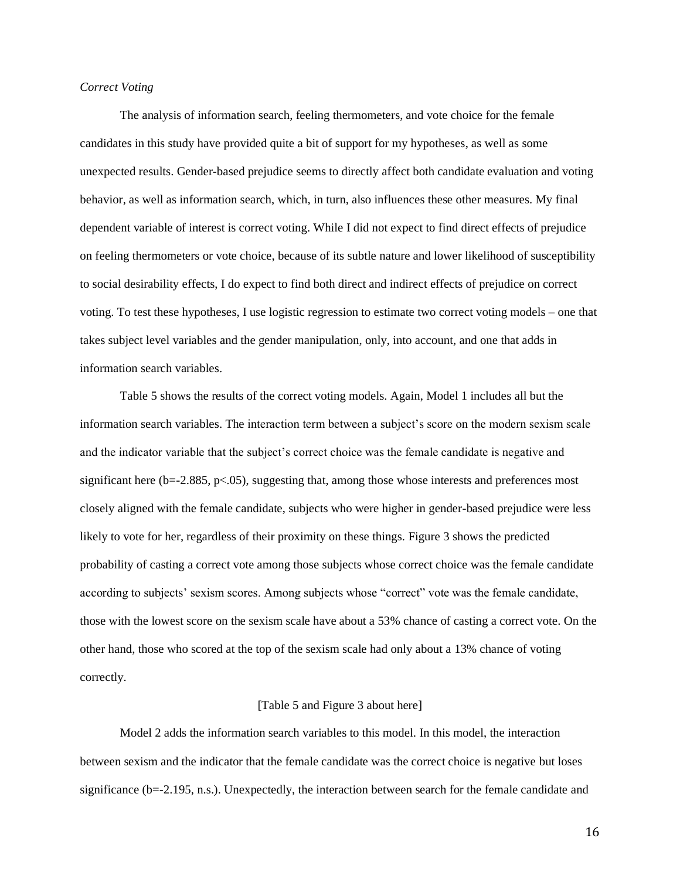*Correct Voting*

The analysis of information search, feeling thermometers, and vote choice for the female candidates in this study have provided quite a bit of support for my hypotheses, as well as some unexpected results. Gender-based prejudice seems to directly affect both candidate evaluation and voting behavior, as well as information search, which, in turn, also influences these other measures. My final dependent variable of interest is correct voting. While I did not expect to find direct effects of prejudice on feeling thermometers or vote choice, because of its subtle nature and lower likelihood of susceptibility to social desirability effects, I do expect to find both direct and indirect effects of prejudice on correct voting. To test these hypotheses, I use logistic regression to estimate two correct voting models – one that takes subject level variables and the gender manipulation, only, into account, and one that adds in information search variables.

Table 5 shows the results of the correct voting models. Again, Model 1 includes all but the information search variables. The interaction term between a subject's score on the modern sexism scale and the indicator variable that the subject's correct choice was the female candidate is negative and significant here ($b=-2.885$, $p<.05$), suggesting that, among those whose interests and preferences most closely aligned with the female candidate, subjects who were higher in gender-based prejudice were less likely to vote for her, regardless of their proximity on these things. Figure 3 shows the predicted probability of casting a correct vote among those subjects whose correct choice was the female candidate according to subjects' sexism scores. Among subjects whose "correct" vote was the female candidate, those with the lowest score on the sexism scale have about a 53% chance of casting a correct vote. On the other hand, those who scored at the top of the sexism scale had only about a 13% chance of voting correctly.

[Table 5 and Figure 3 about here]

Model 2 adds the information search variables to this model. In this model, the interaction between sexism and the indicator that the female candidate was the correct choice is negative but loses significance ($b=-2.195$, n.s.). Unexpectedly, the interaction between search for the female candidate and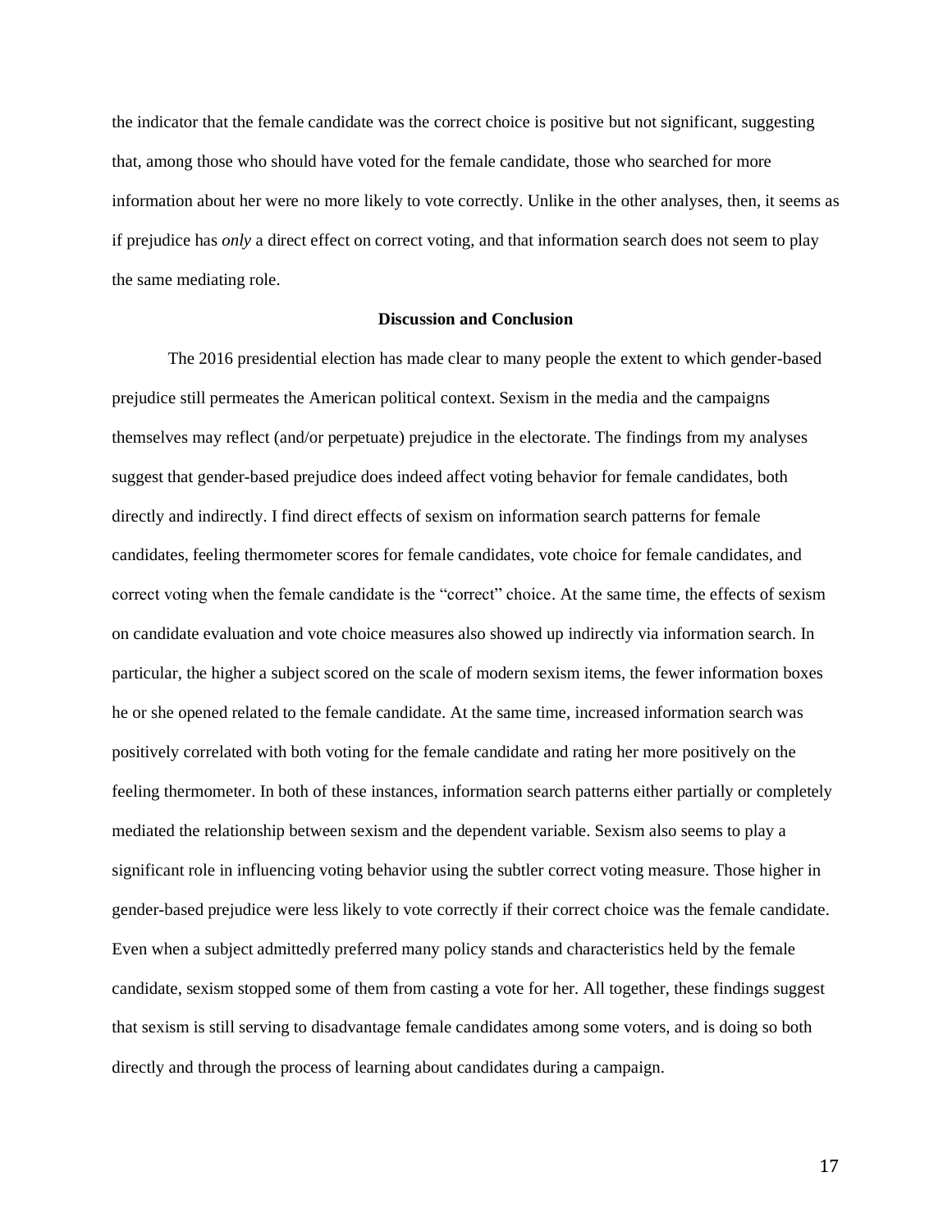the indicator that the female candidate was the correct choice is positive but not significant, suggesting that, among those who should have voted for the female candidate, those who searched for more information about her were no more likely to vote correctly. Unlike in the other analyses, then, it seems as if prejudice has *only* a direct effect on correct voting, and that information search does not seem to play the same mediating role.

## Discussion and Conclusion

The 2016 presidential election has made clear to many people the extent to which gender-based prejudice still permeates the American political context. Sexism in the media and the campaigns themselves may reflect (and/or perpetuate) prejudice in the electorate. The findings from my analyses suggest that gender-based prejudice does indeed affect voting behavior for female candidates, both directly and indirectly. I find direct effects of sexism on information search patterns for female candidates, feeling thermometer scores for female candidates, vote choice for female candidates, and correct voting when the female candidate is the "correct" choice. At the same time, the effects of sexism on candidate evaluation and vote choice measures also showed up indirectly via information search. In particular, the higher a subject scored on the scale of modern sexism items, the fewer information boxes he or she opened related to the female candidate. At the same time, increased information search was positively correlated with both voting for the female candidate and rating her more positively on the feeling thermometer. In both of these instances, information search patterns either partially or completely mediated the relationship between sexism and the dependent variable. Sexism also seems to play a significant role in influencing voting behavior using the subtler correct voting measure. Those higher in gender-based prejudice were less likely to vote correctly if their correct choice was the female candidate. Even when a subject admittedly preferred many policy stands and characteristics held by the female candidate, sexism stopped some of them from casting a vote for her. All together, these findings suggest that sexism is still serving to disadvantage female candidates among some voters, and is doing so both directly and through the process of learning about candidates during a campaign.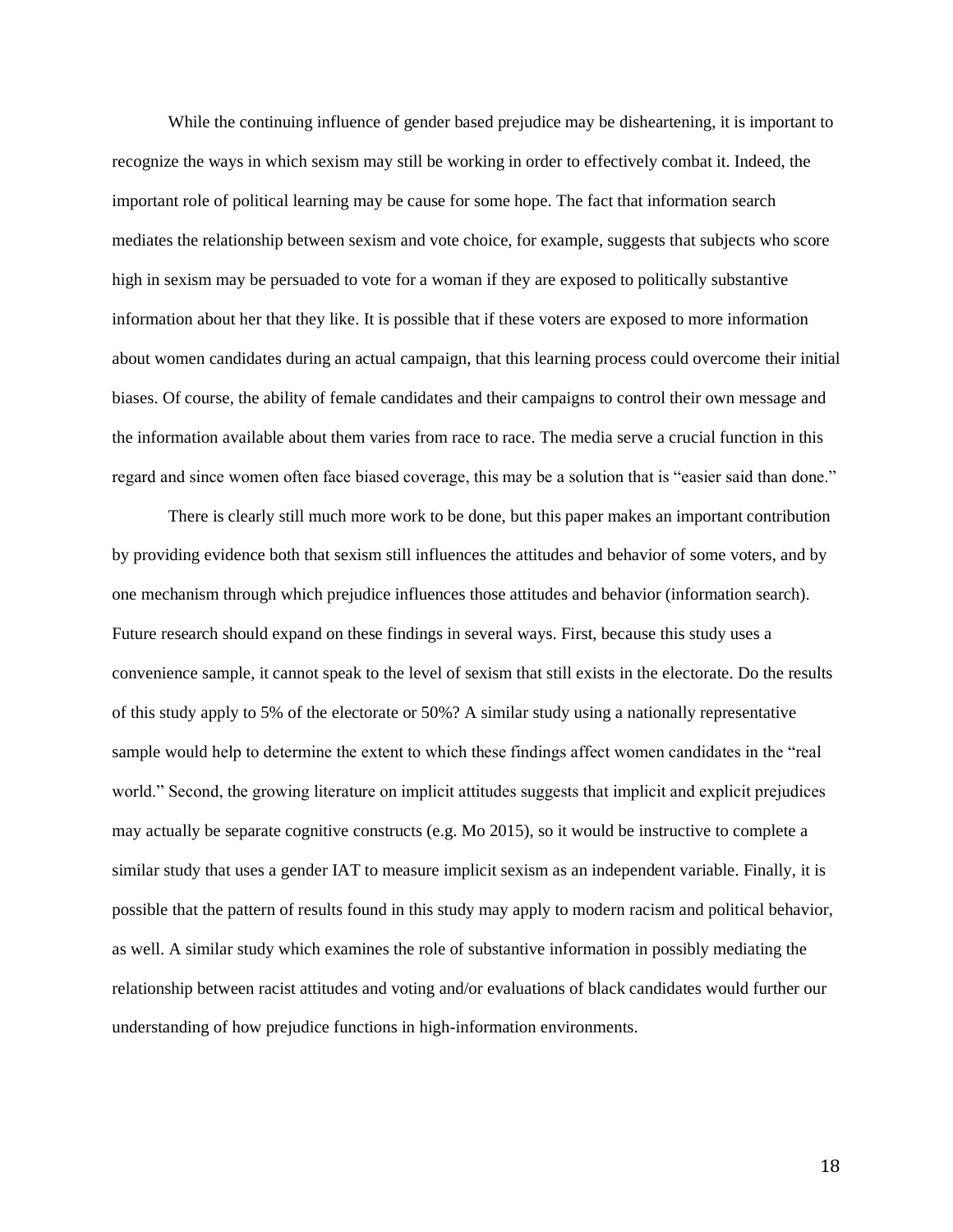While the continuing influence of gender based prejudice may be disheartening, it is important to recognize the ways in which sexism may still be working in order to effectively combat it. Indeed, the important role of political learning may be cause for some hope. The fact that information search mediates the relationship between sexism and vote choice, for example, suggests that subjects who score high in sexism may be persuaded to vote for a woman if they are exposed to politically substantive information about her that they like. It is possible that if these voters are exposed to more information about women candidates during an actual campaign, that this learning process could overcome their initial biases. Of course, the ability of female candidates and their campaigns to control their own message and the information available about them varies from race to race. The media serve a crucial function in this regard and since women often face biased coverage, this may be a solution that is "easier said than done."

There is clearly still much more work to be done, but this paper makes an important contribution by providing evidence both that sexism still influences the attitudes and behavior of some voters, and by one mechanism through which prejudice influences those attitudes and behavior (information search). Future research should expand on these findings in several ways. First, because this study uses a convenience sample, it cannot speak to the level of sexism that still exists in the electorate. Do the results of this study apply to 5% of the electorate or 50%? A similar study using a nationally representative sample would help to determine the extent to which these findings affect women candidates in the "real world." Second, the growing literature on implicit attitudes suggests that implicit and explicit prejudices may actually be separate cognitive constructs (e.g. Mo 2015), so it would be instructive to complete a similar study that uses a gender IAT to measure implicit sexism as an independent variable. Finally, it is possible that the pattern of results found in this study may apply to modern racism and political behavior, as well. A similar study which examines the role of substantive information in possibly mediating the relationship between racist attitudes and voting and/or evaluations of black candidates would further our understanding of how prejudice functions in high-information environments.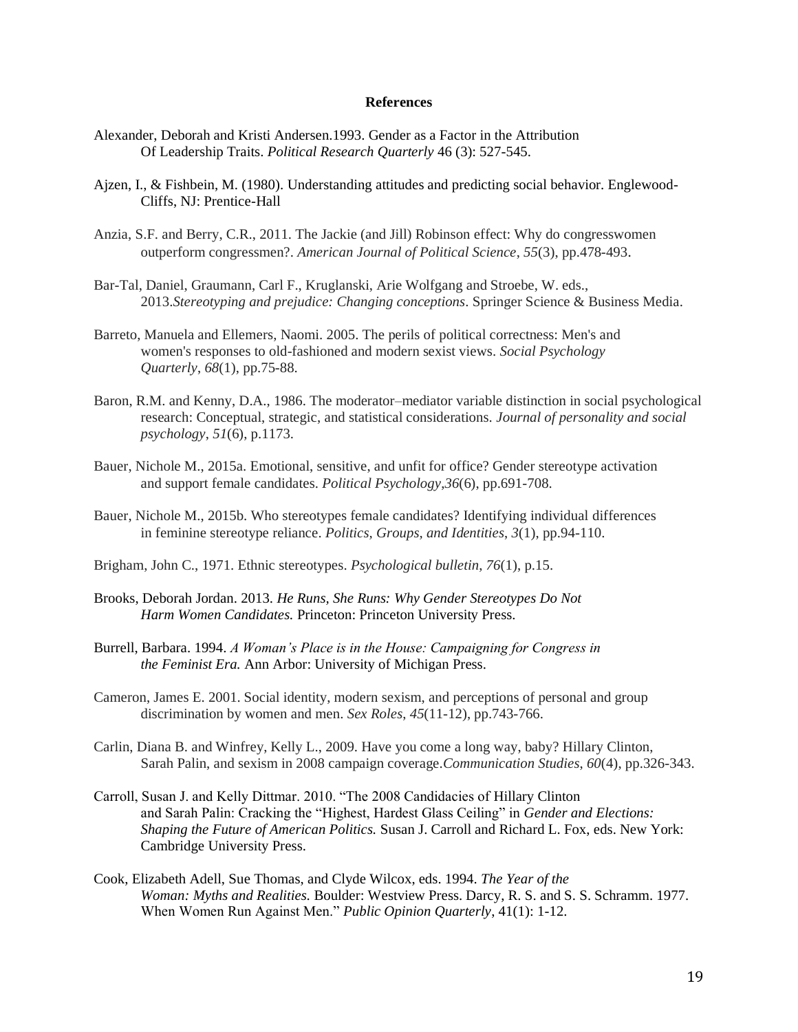**References**

Alexander, Deborah and Kristi Andersen.1993. Gender as a Factor in the Attribution Of Leadership Traits. *Political Research Quarterly* 46 (3): 527-545.

Ajzen, I., & Fishbein, M. (1980). Understanding attitudes and predicting social behavior. Englewood-Cliffs, NJ: Prentice-Hall

Anzia, S.F. and Berry, C.R., 2011. The Jackie (and Jill) Robinson effect: Why do congresswomen outperform congressmen?. *American Journal of Political Science*, *55*(3), pp.478-493.

Bar-Tal, Daniel, Graumann, Carl F., Kruglanski, Arie Wolfgang and Stroebe, W. eds., 2013.*Stereotyping and prejudice: Changing conceptions*. Springer Science & Business Media.

Barreto, Manuela and Ellemers, Naomi. 2005. The perils of political correctness: Men's and women's responses to old-fashioned and modern sexist views. *Social Psychology Quarterly*, *68*(1), pp.75-88.

Baron, R.M. and Kenny, D.A., 1986. The moderator–mediator variable distinction in social psychological research: Conceptual, strategic, and statistical considerations. *Journal of personality and social psychology*, *51*(6), p.1173.

Bauer, Nichole M., 2015a. Emotional, sensitive, and unfit for office? Gender stereotype activation and support female candidates. *Political Psychology*,*36*(6), pp.691-708.

Bauer, Nichole M., 2015b. Who stereotypes female candidates? Identifying individual differences in feminine stereotype reliance. *Politics, Groups, and Identities*, *3*(1), pp.94-110.

Brigham, John C., 1971. Ethnic stereotypes. *Psychological bulletin*, *76*(1), p.15.

Brooks, Deborah Jordan. 2013. *He Runs, She Runs: Why Gender Stereotypes Do Not Harm Women Candidates.* Princeton: Princeton University Press.

Burrell, Barbara. 1994. *A Woman's Place is in the House: Campaigning for Congress in the Feminist Era.* Ann Arbor: University of Michigan Press.

Cameron, James E. 2001. Social identity, modern sexism, and perceptions of personal and group discrimination by women and men. *Sex Roles*, *45*(11-12), pp.743-766.

Carlin, Diana B. and Winfrey, Kelly L., 2009. Have you come a long way, baby? Hillary Clinton, Sarah Palin, and sexism in 2008 campaign coverage.*Communication Studies*, *60*(4), pp.326-343.

Carroll, Susan J. and Kelly Dittmar. 2010. "The 2008 Candidacies of Hillary Clinton and Sarah Palin: Cracking the "Highest, Hardest Glass Ceiling" in *Gender and Elections: Shaping the Future of American Politics.* Susan J. Carroll and Richard L. Fox, eds. New York: Cambridge University Press.

Cook, Elizabeth Adell, Sue Thomas, and Clyde Wilcox, eds. 1994. *The Year of the Woman: Myths and Realities.* Boulder: Westview Press. Darcy, R. S. and S. S. Schramm. 1977. When Women Run Against Men." *Public Opinion Quarterly*, 41(1): 1-12.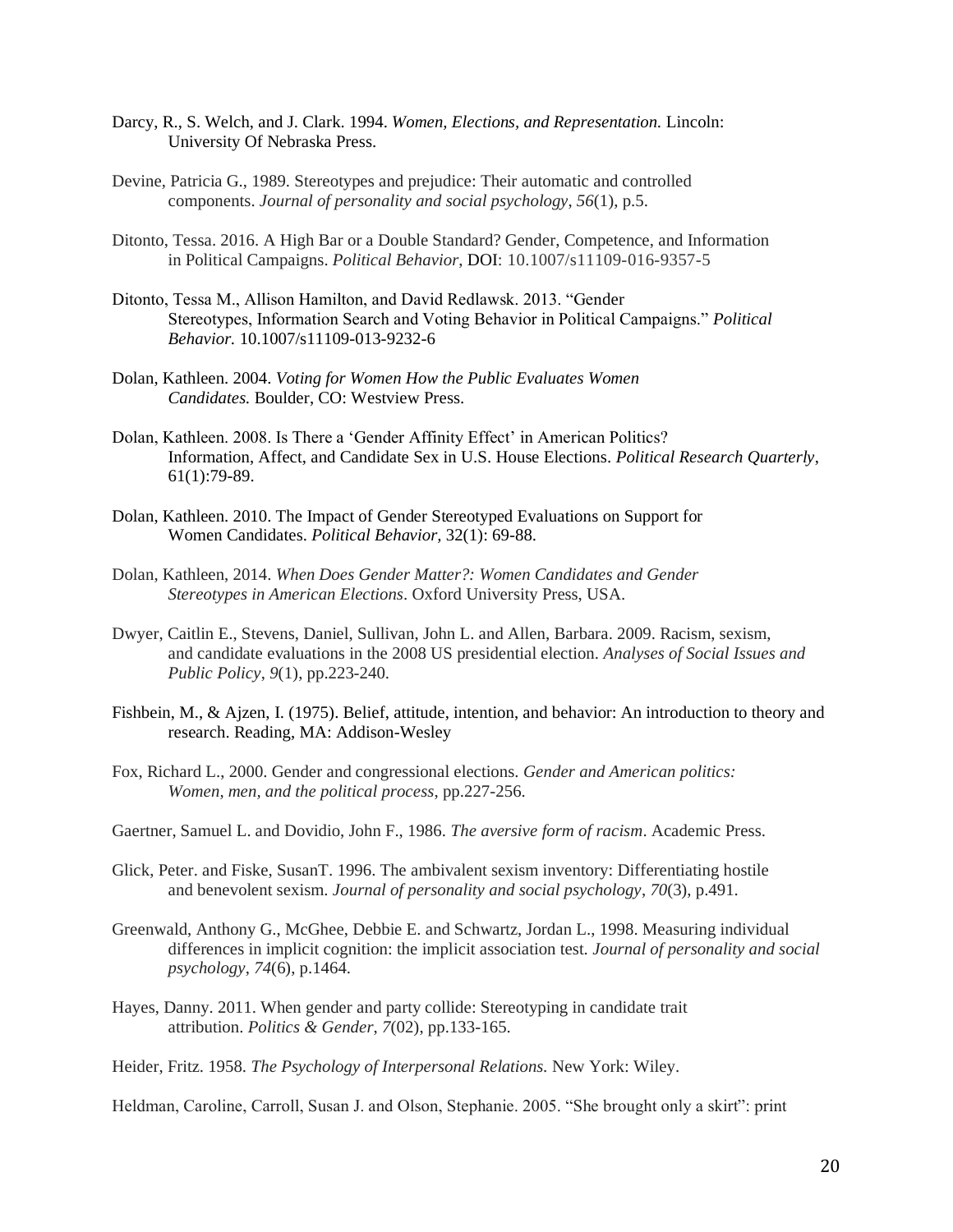Darcy, R., S. Welch, and J. Clark. 1994. *Women, Elections, and Representation.* Lincoln: University Of Nebraska Press.

Devine, Patricia G., 1989. Stereotypes and prejudice: Their automatic and controlled components. *Journal of personality and social psychology*, *56*(1), p.5.

Ditonto, Tessa. 2016. A High Bar or a Double Standard? Gender, Competence, and Information in Political Campaigns. *Political Behavior*, DOI: 10.1007/s11109-016-9357-5

Ditonto, Tessa M., Allison Hamilton, and David Redlawsk. 2013. "Gender Stereotypes, Information Search and Voting Behavior in Political Campaigns." *Political Behavior.* 10.1007/s11109-013-9232-6

Dolan, Kathleen. 2004. *Voting for Women How the Public Evaluates Women Candidates.* Boulder, CO: Westview Press.

Dolan, Kathleen. 2008. Is There a 'Gender Affinity Effect' in American Politics? Information, Affect, and Candidate Sex in U.S. House Elections. *Political Research Quarterly*, 61(1):79-89.

Dolan, Kathleen. 2010. The Impact of Gender Stereotyped Evaluations on Support for Women Candidates. *Political Behavior,* 32(1): 69-88.

Dolan, Kathleen, 2014. *When Does Gender Matter?: Women Candidates and Gender Stereotypes in American Elections*. Oxford University Press, USA.

Dwyer, Caitlin E., Stevens, Daniel, Sullivan, John L. and Allen, Barbara. 2009. Racism, sexism, and candidate evaluations in the 2008 US presidential election. *Analyses of Social Issues and Public Policy*, *9*(1), pp.223-240.

Fishbein, M., & Ajzen, I. (1975). Belief, attitude, intention, and behavior: An introduction to theory and research. Reading, MA: Addison-Wesley

Fox, Richard L., 2000. Gender and congressional elections. *Gender and American politics: Women, men, and the political process*, pp.227-256.

Gaertner, Samuel L. and Dovidio, John F., 1986. *The aversive form of racism*. Academic Press.

Glick, Peter. and Fiske, SusanT. 1996. The ambivalent sexism inventory: Differentiating hostile and benevolent sexism. *Journal of personality and social psychology*, *70*(3), p.491.

Greenwald, Anthony G., McGhee, Debbie E. and Schwartz, Jordan L., 1998. Measuring individual differences in implicit cognition: the implicit association test. *Journal of personality and social psychology*, *74*(6), p.1464.

Hayes, Danny. 2011. When gender and party collide: Stereotyping in candidate trait attribution. *Politics & Gender*, *7*(02), pp.133-165.

Heider, Fritz. 1958. *The Psychology of Interpersonal Relations.* New York: Wiley.

Heldman, Caroline, Carroll, Susan J. and Olson, Stephanie. 2005. "She brought only a skirt": print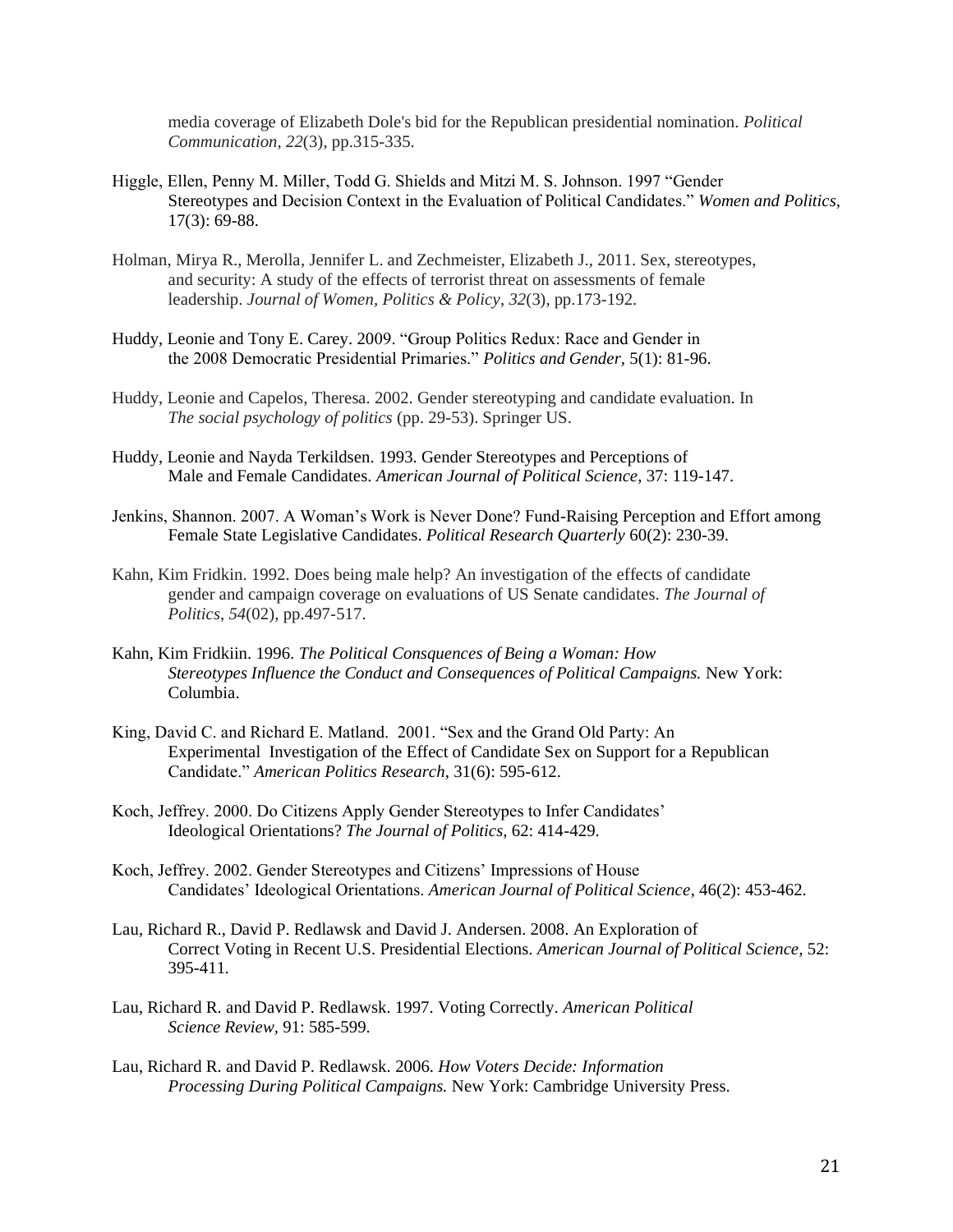media coverage of Elizabeth Dole's bid for the Republican presidential nomination. *Political Communication*, *22*(3), pp.315-335.

Higgle, Ellen, Penny M. Miller, Todd G. Shields and Mitzi M. S. Johnson. 1997 "Gender Stereotypes and Decision Context in the Evaluation of Political Candidates." *Women and Politics*, 17(3): 69-88.

Holman, Mirya R., Merolla, Jennifer L. and Zechmeister, Elizabeth J., 2011. Sex, stereotypes, and security: A study of the effects of terrorist threat on assessments of female leadership. *Journal of Women, Politics & Policy*, *32*(3), pp.173-192.

Huddy, Leonie and Tony E. Carey. 2009. "Group Politics Redux: Race and Gender in the 2008 Democratic Presidential Primaries." *Politics and Gender,* 5(1): 81-96.

Huddy, Leonie and Capelos, Theresa. 2002. Gender stereotyping and candidate evaluation. In *The social psychology of politics* (pp. 29-53). Springer US.

Huddy, Leonie and Nayda Terkildsen. 1993. Gender Stereotypes and Perceptions of Male and Female Candidates. *American Journal of Political Science,* 37: 119-147.

Jenkins, Shannon. 2007. A Woman's Work is Never Done? Fund-Raising Perception and Effort among Female State Legislative Candidates. *Political Research Quarterly* 60(2): 230-39.

Kahn, Kim Fridkin. 1992. Does being male help? An investigation of the effects of candidate gender and campaign coverage on evaluations of US Senate candidates. *The Journal of Politics*, *54*(02), pp.497-517.

Kahn, Kim Fridkiin. 1996. *The Political Consquences of Being a Woman: How Stereotypes Influence the Conduct and Consequences of Political Campaigns.* New York: Columbia.

King, David C. and Richard E. Matland. 2001. "Sex and the Grand Old Party: An Experimental Investigation of the Effect of Candidate Sex on Support for a Republican Candidate." *American Politics Research*, 31(6): 595-612.

Koch, Jeffrey. 2000. Do Citizens Apply Gender Stereotypes to Infer Candidates' Ideological Orientations? *The Journal of Politics,* 62: 414-429.

Koch, Jeffrey. 2002. Gender Stereotypes and Citizens' Impressions of House Candidates' Ideological Orientations. *American Journal of Political Science*, 46(2): 453-462.

Lau, Richard R., David P. Redlawsk and David J. Andersen. 2008. An Exploration of Correct Voting in Recent U.S. Presidential Elections. *American Journal of Political Science,* 52: 395-411.

Lau, Richard R. and David P. Redlawsk. 1997. Voting Correctly. *American Political Science Review*, 91: 585-599.

Lau, Richard R. and David P. Redlawsk. 2006. *How Voters Decide: Information Processing During Political Campaigns.* New York: Cambridge University Press.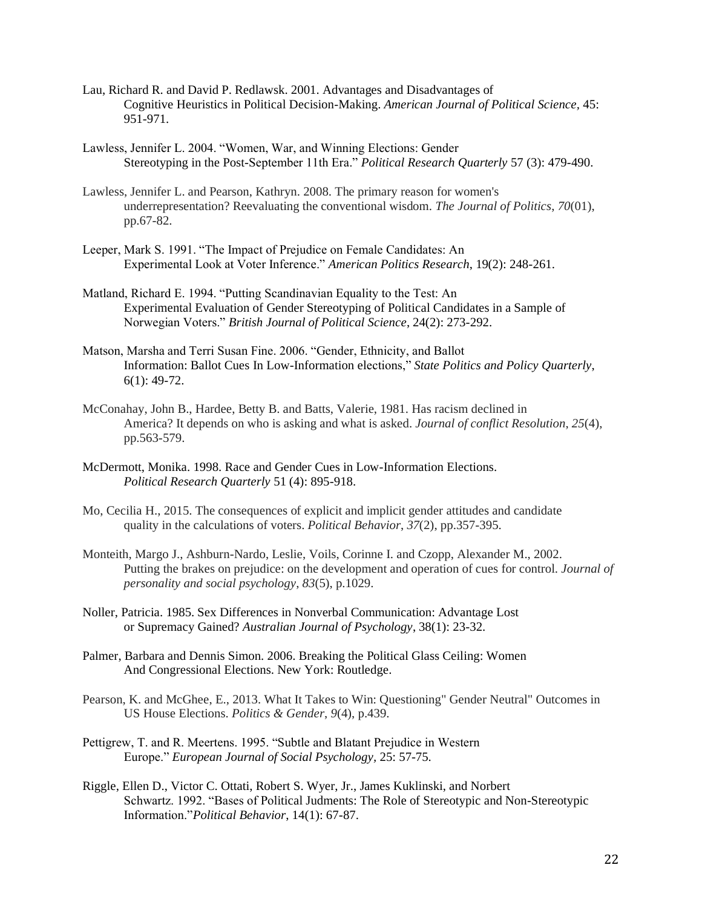Lau, Richard R. and David P. Redlawsk. 2001. Advantages and Disadvantages of Cognitive Heuristics in Political Decision-Making. *American Journal of Political Science*, 45: 951-971.

Lawless, Jennifer L. 2004. "Women, War, and Winning Elections: Gender Stereotyping in the Post-September 11th Era." *Political Research Quarterly* 57 (3): 479-490.

Lawless, Jennifer L. and Pearson, Kathryn. 2008. The primary reason for women's underrepresentation? Reevaluating the conventional wisdom. *The Journal of Politics*, *70*(01), pp.67-82.

Leeper, Mark S. 1991. "The Impact of Prejudice on Female Candidates: An Experimental Look at Voter Inference." *American Politics Research*, 19(2): 248-261.

Matland, Richard E. 1994. "Putting Scandinavian Equality to the Test: An Experimental Evaluation of Gender Stereotyping of Political Candidates in a Sample of Norwegian Voters." *British Journal of Political Science*, 24(2): 273-292.

Matson, Marsha and Terri Susan Fine. 2006. "Gender, Ethnicity, and Ballot Information: Ballot Cues In Low-Information elections," *State Politics and Policy Quarterly*, 6(1): 49-72.

McConahay, John B., Hardee, Betty B. and Batts, Valerie, 1981. Has racism declined in America? It depends on who is asking and what is asked. *Journal of conflict Resolution*, *25*(4), pp.563-579.

McDermott, Monika. 1998. Race and Gender Cues in Low-Information Elections. *Political Research Quarterly* 51 (4): 895-918.

Mo, Cecilia H., 2015. The consequences of explicit and implicit gender attitudes and candidate quality in the calculations of voters. *Political Behavior*, *37*(2), pp.357-395.

Monteith, Margo J., Ashburn-Nardo, Leslie, Voils, Corinne I. and Czopp, Alexander M., 2002. Putting the brakes on prejudice: on the development and operation of cues for control. *Journal of personality and social psychology*, *83*(5), p.1029.

Noller, Patricia. 1985. Sex Differences in Nonverbal Communication: Advantage Lost or Supremacy Gained? *Australian Journal of Psychology*, 38(1): 23-32.

Palmer, Barbara and Dennis Simon. 2006. Breaking the Political Glass Ceiling: Women And Congressional Elections. New York: Routledge.

Pearson, K. and McGhee, E., 2013. What It Takes to Win: Questioning" Gender Neutral" Outcomes in US House Elections. *Politics & Gender*, *9*(4), p.439.

Pettigrew, T. and R. Meertens. 1995. "Subtle and Blatant Prejudice in Western Europe." *European Journal of Social Psychology*, 25: 57-75.

Riggle, Ellen D., Victor C. Ottati, Robert S. Wyer, Jr., James Kuklinski, and Norbert Schwartz. 1992. "Bases of Political Judments: The Role of Stereotypic and Non-Stereotypic Information."*Political Behavior*, 14(1): 67-87.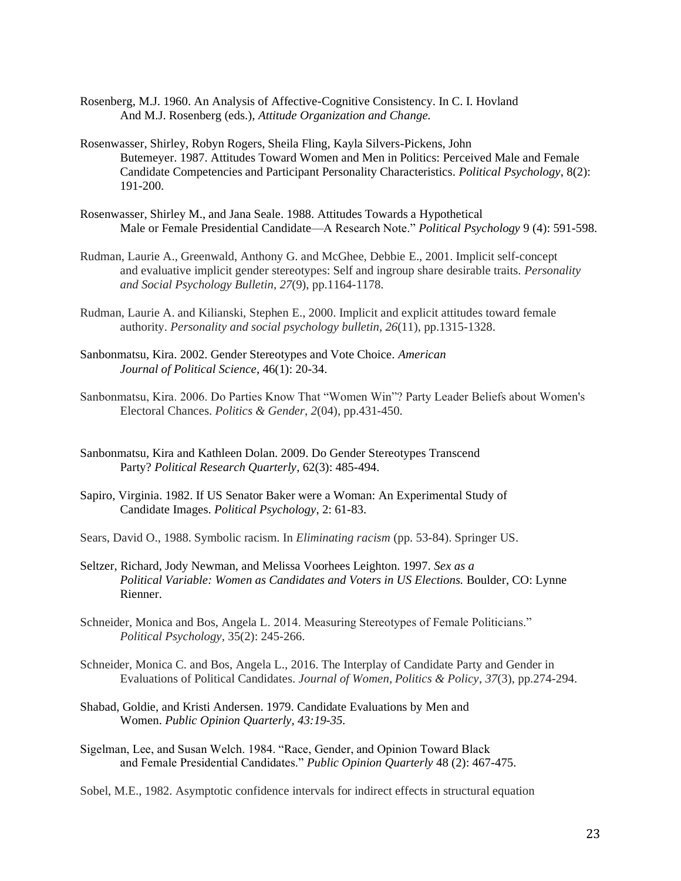Rosenberg, M.J. 1960. An Analysis of Affective-Cognitive Consistency. In C. I. Hovland And M.J. Rosenberg (eds.), *Attitude Organization and Change.*

Rosenwasser, Shirley, Robyn Rogers, Sheila Fling, Kayla Silvers-Pickens, John Butemeyer. 1987. Attitudes Toward Women and Men in Politics: Perceived Male and Female Candidate Competencies and Participant Personality Characteristics. *Political Psychology*, 8(2): 191-200.

Rosenwasser, Shirley M., and Jana Seale. 1988. Attitudes Towards a Hypothetical Male or Female Presidential Candidate—A Research Note." *Political Psychology* 9 (4): 591-598.

Rudman, Laurie A., Greenwald, Anthony G. and McGhee, Debbie E., 2001. Implicit self-concept and evaluative implicit gender stereotypes: Self and ingroup share desirable traits. *Personality and Social Psychology Bulletin*, *27*(9), pp.1164-1178.

Rudman, Laurie A. and Kilianski, Stephen E., 2000. Implicit and explicit attitudes toward female authority. *Personality and social psychology bulletin*, *26*(11), pp.1315-1328.

Sanbonmatsu, Kira. 2002. Gender Stereotypes and Vote Choice. *American Journal of Political Science*, 46(1): 20-34.

Sanbonmatsu, Kira. 2006. Do Parties Know That "Women Win"? Party Leader Beliefs about Women's Electoral Chances. *Politics & Gender*, *2*(04), pp.431-450.

Sanbonmatsu, Kira and Kathleen Dolan. 2009. Do Gender Stereotypes Transcend Party? *Political Research Quarterly*, 62(3): 485-494.

Sapiro, Virginia. 1982. If US Senator Baker were a Woman: An Experimental Study of Candidate Images. *Political Psychology*, 2: 61-83.

Sears, David O., 1988. Symbolic racism. In *Eliminating racism* (pp. 53-84). Springer US.

Seltzer, Richard, Jody Newman, and Melissa Voorhees Leighton. 1997. *Sex as a Political Variable: Women as Candidates and Voters in US Elections.* Boulder, CO: Lynne Rienner.

Schneider, Monica and Bos, Angela L. 2014. Measuring Stereotypes of Female Politicians." *Political Psychology*, 35(2): 245-266.

Schneider, Monica C. and Bos, Angela L., 2016. The Interplay of Candidate Party and Gender in Evaluations of Political Candidates. *Journal of Women, Politics & Policy*, *37*(3), pp.274-294.

Shabad, Goldie, and Kristi Andersen. 1979. Candidate Evaluations by Men and Women. *Public Opinion Quarterly, 43:19-35.*

Sigelman, Lee, and Susan Welch. 1984. "Race, Gender, and Opinion Toward Black and Female Presidential Candidates." *Public Opinion Quarterly* 48 (2): 467-475.

Sobel, M.E., 1982. Asymptotic confidence intervals for indirect effects in structural equation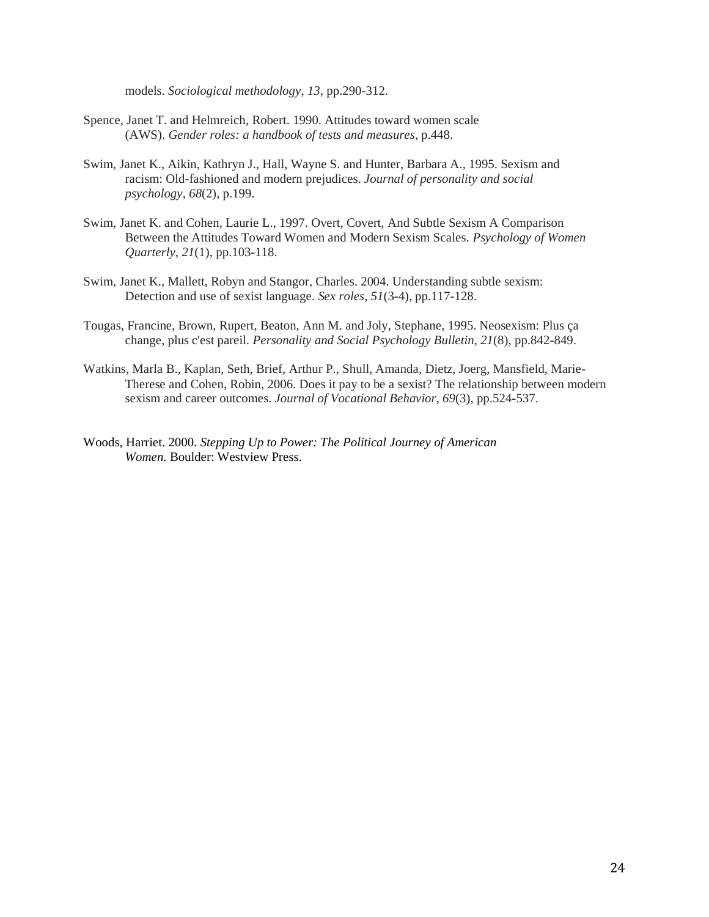models. *Sociological methodology*, *13*, pp.290-312.

Spence, Janet T. and Helmreich, Robert. 1990. Attitudes toward women scale (AWS). *Gender roles: a handbook of tests and measures*, p.448.

Swim, Janet K., Aikin, Kathryn J., Hall, Wayne S. and Hunter, Barbara A., 1995. Sexism and racism: Old-fashioned and modern prejudices. *Journal of personality and social psychology*, *68*(2), p.199.

Swim, Janet K. and Cohen, Laurie L., 1997. Overt, Covert, And Subtle Sexism A Comparison Between the Attitudes Toward Women and Modern Sexism Scales. *Psychology of Women Quarterly*, *21*(1), pp.103-118.

Swim, Janet K., Mallett, Robyn and Stangor, Charles. 2004. Understanding subtle sexism: Detection and use of sexist language. *Sex roles*, *51*(3-4), pp.117-128.

Tougas, Francine, Brown, Rupert, Beaton, Ann M. and Joly, Stephane, 1995. Neosexism: Plus ça change, plus c'est pareil. *Personality and Social Psychology Bulletin*, *21*(8), pp.842-849.

Watkins, Marla B., Kaplan, Seth, Brief, Arthur P., Shull, Amanda, Dietz, Joerg, Mansfield, Marie-Therese and Cohen, Robin, 2006. Does it pay to be a sexist? The relationship between modern sexism and career outcomes. *Journal of Vocational Behavior*, *69*(3), pp.524-537.

Woods, Harriet. 2000. *Stepping Up to Power: The Political Journey of American Women.* Boulder: Westview Press.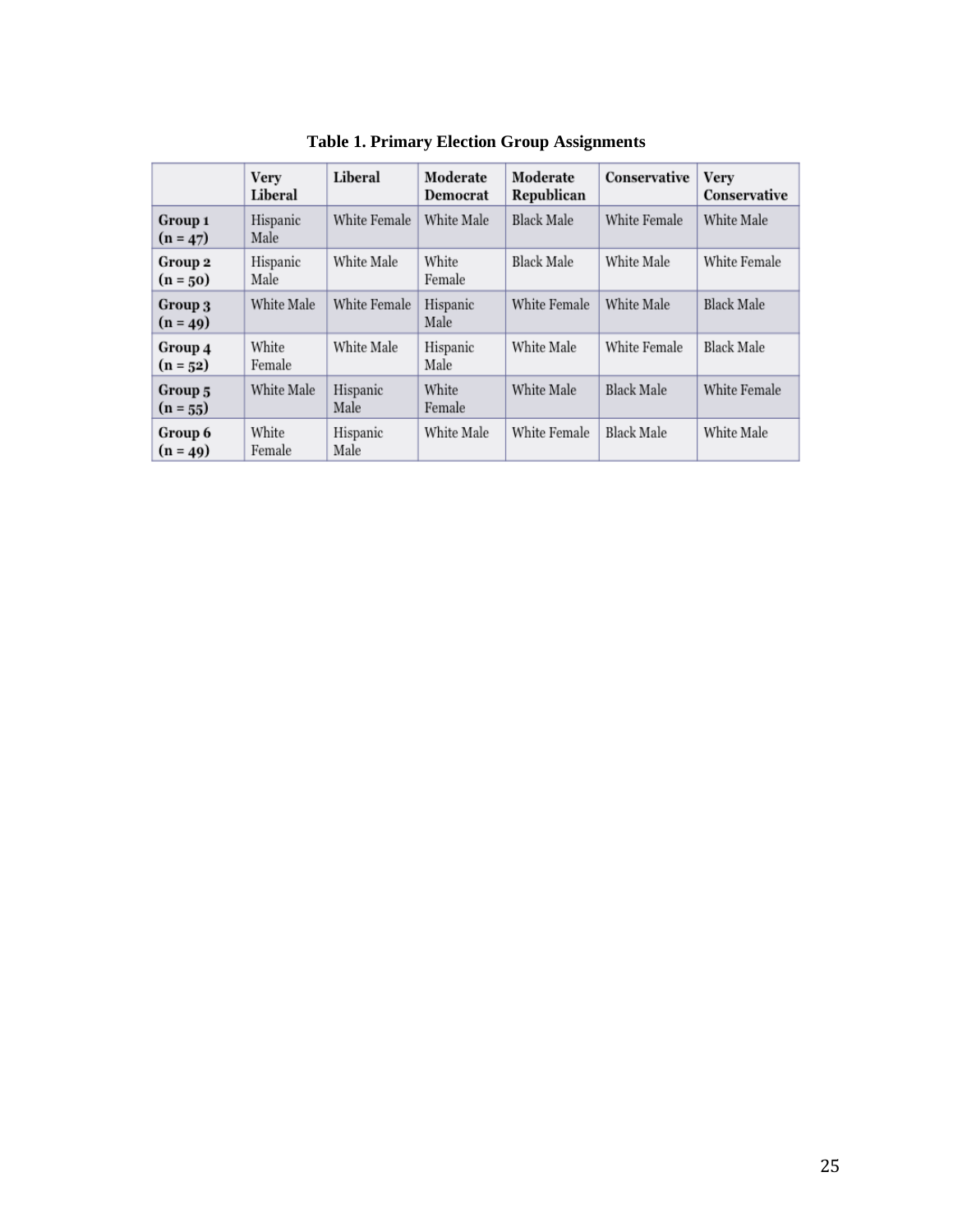**Table 1. Primary Election Group Assignments**

| | Very Liberal | Liberal | Moderate Democrat | Moderate Republican | Conservative | Very Conservative |
|---|---|---|---|---|---|---|
| **Group 1 (n = 47)** | Hispanic Male | White Female | White Male | Black Male | White Female | White Male |
| **Group 2 (n = 50)** | Hispanic Male | White Male | White Female | Black Male | White Male | White Female |
| **Group 3 (n = 49)** | White Male | White Female | Hispanic Male | White Female | White Male | Black Male |
| **Group 4 (n = 52)** | White Female | White Male | Hispanic Male | White Male | White Female | Black Male |
| **Group 5 (n = 55)** | White Male | Hispanic Male | White Female | White Male | Black Male | White Female |
| **Group 6 (n = 49)** | White Female | Hispanic Male | White Male | White Female | Black Male | White Male |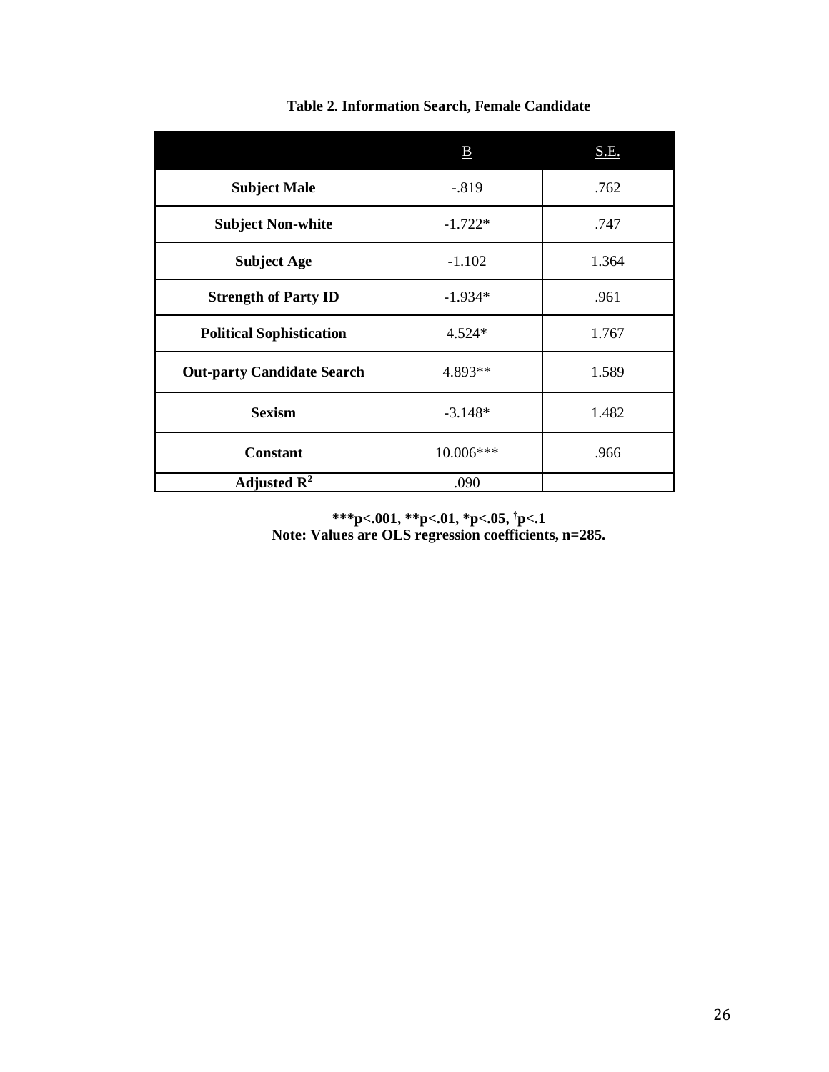**Table 2. Information Search, Female Candidate**

| | B | S.E. |
|---|---|---|
| **Subject Male** | -.819 | .762 |
| **Subject Non-white** | -1.722* | .747 |
| **Subject Age** | -1.102 | 1.364 |
| **Strength of Party ID** | -1.934* | .961 |
| **Political Sophistication** | 4.524* | 1.767 |
| **Out-party Candidate Search** | 4.893** | 1.589 |
| **Sexism** | -3.148* | 1.482 |
| **Constant** | 10.006*** | .966 |
| **Adjusted $R^2$** | .090 | |

**\*\*\*p<.001, \*\*p<.01, \*p<.05, †p<.1**
**Note: Values are OLS regression coefficients, n=285.**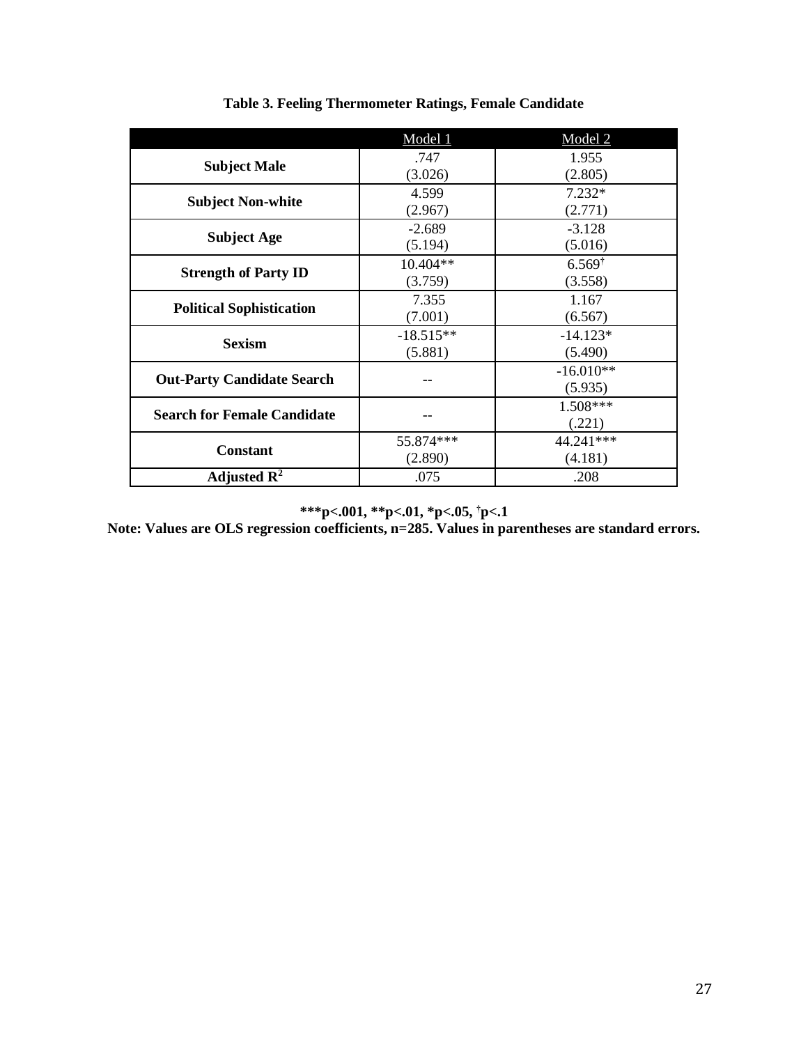**Table 3. Feeling Thermometer Ratings, Female Candidate**

| | Model 1 | Model 2 |
|---|---|---|
| **Subject Male** | .747<br>(3.026) | 1.955<br>(2.805) |
| **Subject Non-white** | 4.599<br>(2.967) | 7.232*<br>(2.771) |
| **Subject Age** | -2.689<br>(5.194) | -3.128<br>(5.016) |
| **Strength of Party ID** | 10.404**<br>(3.759) | 6.569†<br>(3.558) |
| **Political Sophistication** | 7.355<br>(7.001) | 1.167<br>(6.567) |
| **Sexism** | -18.515**<br>(5.881) | -14.123*<br>(5.490) |
| **Out-Party Candidate Search** | -- | -16.010**<br>(5.935) |
| **Search for Female Candidate** | -- | 1.508***<br>(.221) |
| **Constant** | 55.874***<br>(2.890) | 44.241***<br>(4.181) |
| **Adjusted $R^2$** | .075 | .208 |

**\*\*\*p<.001, \*\*p<.01, \*p<.05, †p<.1**

**Note: Values are OLS regression coefficients, n=285. Values in parentheses are standard errors.**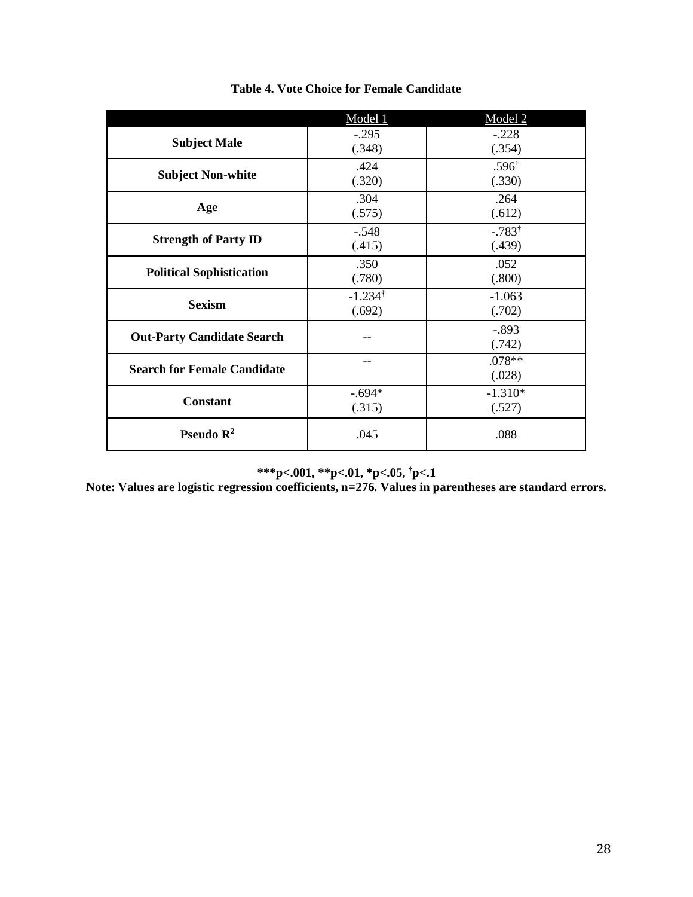**Table 4. Vote Choice for Female Candidate**

| | Model 1 | Model 2 |
|---|---|---|
| **Subject Male** | -.295<br>(.348) | -.228<br>(.354) |
| **Subject Non-white** | .424<br>(.320) | .596[†]<br>(.330) |
| **Age** | .304<br>(.575) | .264<br>(.612) |
| **Strength of Party ID** | -.548<br>(.415) | -.783[†]<br>(.439) |
| **Political Sophistication** | .350<br>(.780) | .052<br>(.800) |
| **Sexism** | -1.234[†]<br>(.692) | -1.063<br>(.702) |
| **Out-Party Candidate Search** | -- | -.893<br>(.742) |
| **Search for Female Candidate** | -- | .078**<br>(.028) |
| **Constant** | -.694*<br>(.315) | -1.310*<br>(.527) |
| **Pseudo $R^2$** | .045 | .088 |

**\*\*\*p<.001, \*\*p<.01, \*p<.05, [†]p<.1**

**Note: Values are logistic regression coefficients, n=276. Values in parentheses are standard errors.**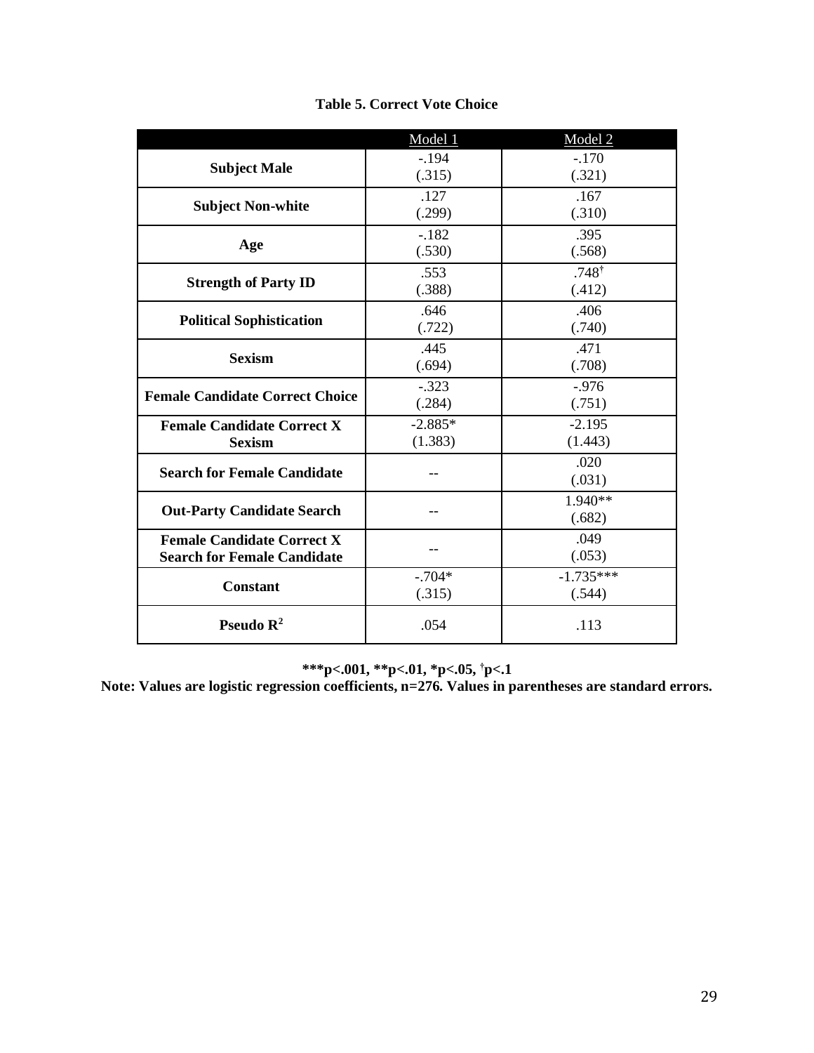**Table 5. Correct Vote Choice**

| | Model 1 | Model 2 |
|---|---|---|
| **Subject Male** | -.194 (.315) | -.170 (.321) |
| **Subject Non-white** | .127 (.299) | .167 (.310) |
| **Age** | -.182 (.530) | .395 (.568) |
| **Strength of Party ID** | .553 (.388) | .748[†] (.412) |
| **Political Sophistication** | .646 (.722) | .406 (.740) |
| **Sexism** | .445 (.694) | .471 (.708) |
| **Female Candidate Correct Choice** | -.323 (.284) | -.976 (.751) |
| **Female Candidate Correct X Sexism** | -2.885* (1.383) | -2.195 (1.443) |
| **Search for Female Candidate** | -- | .020 (.031) |
| **Out-Party Candidate Search** | -- | 1.940** (.682) |
| **Female Candidate Correct X Search for Female Candidate** | -- | .049 (.053) |
| **Constant** | -.704* (.315) | -1.735*** (.544) |
| **Pseudo $R^2$** | .054 | .113 |

**\*\*\*p<.001, \*\*p<.01, \*p<.05, [†]p<.1**

**Note: Values are logistic regression coefficients, n=276. Values in parentheses are standard errors.**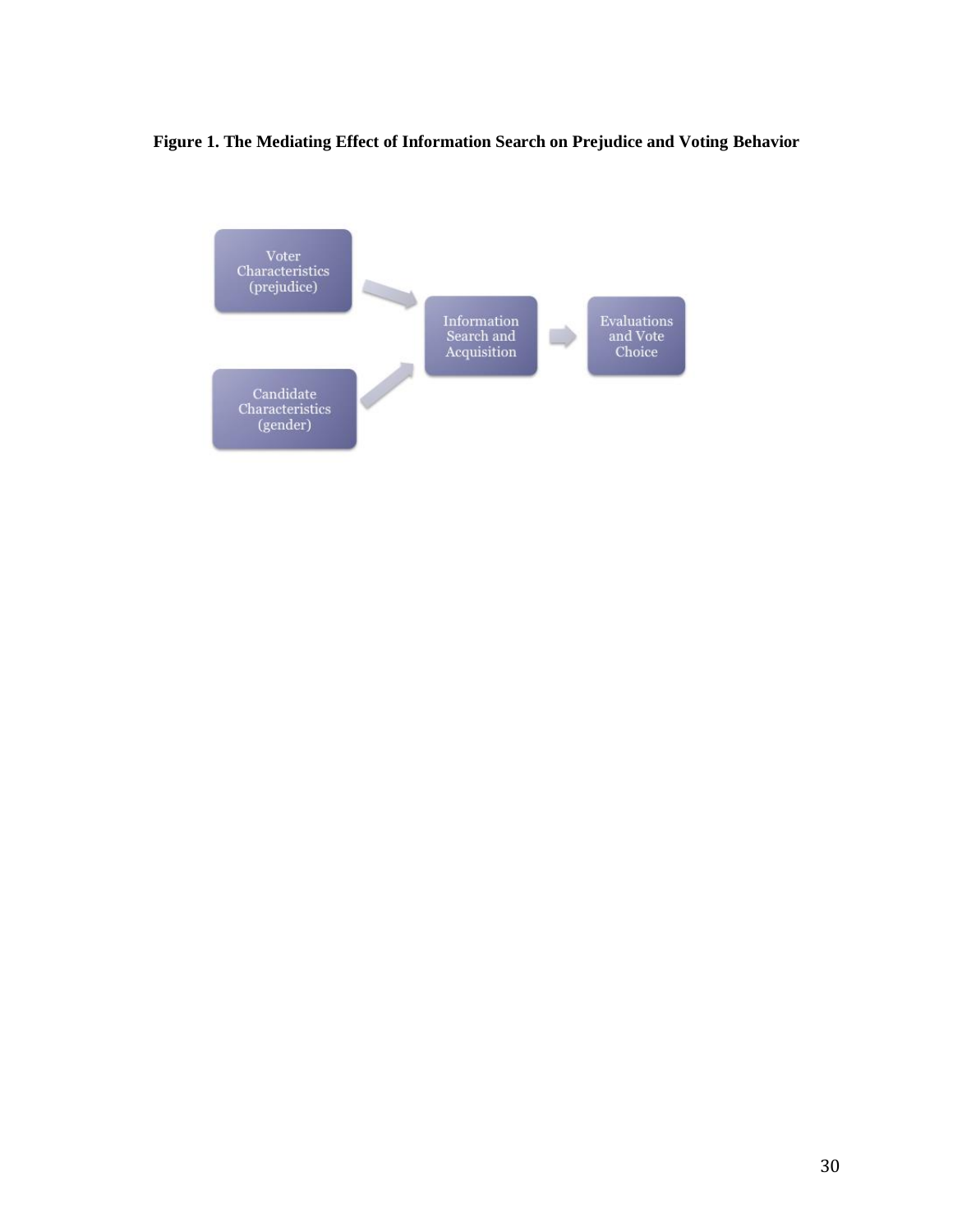**Figure 1. The Mediating Effect of Information Search on Prejudice and Voting Behavior**

Voter Characteristics (prejudice)

Candidate Characteristics (gender)

Information Search and Acquisition

Evaluations and Vote Choice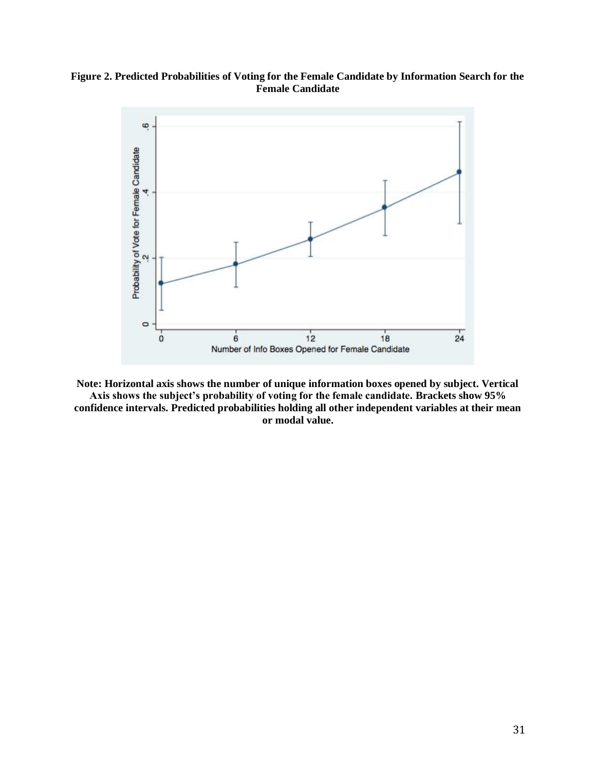**Figure 2. Predicted Probabilities of Voting for the Female Candidate by Information Search for the Female Candidate**

**Note: Horizontal axis shows the number of unique information boxes opened by subject. Vertical Axis shows the subject's probability of voting for the female candidate. Brackets show 95% confidence intervals. Predicted probabilities holding all other independent variables at their mean or modal value.**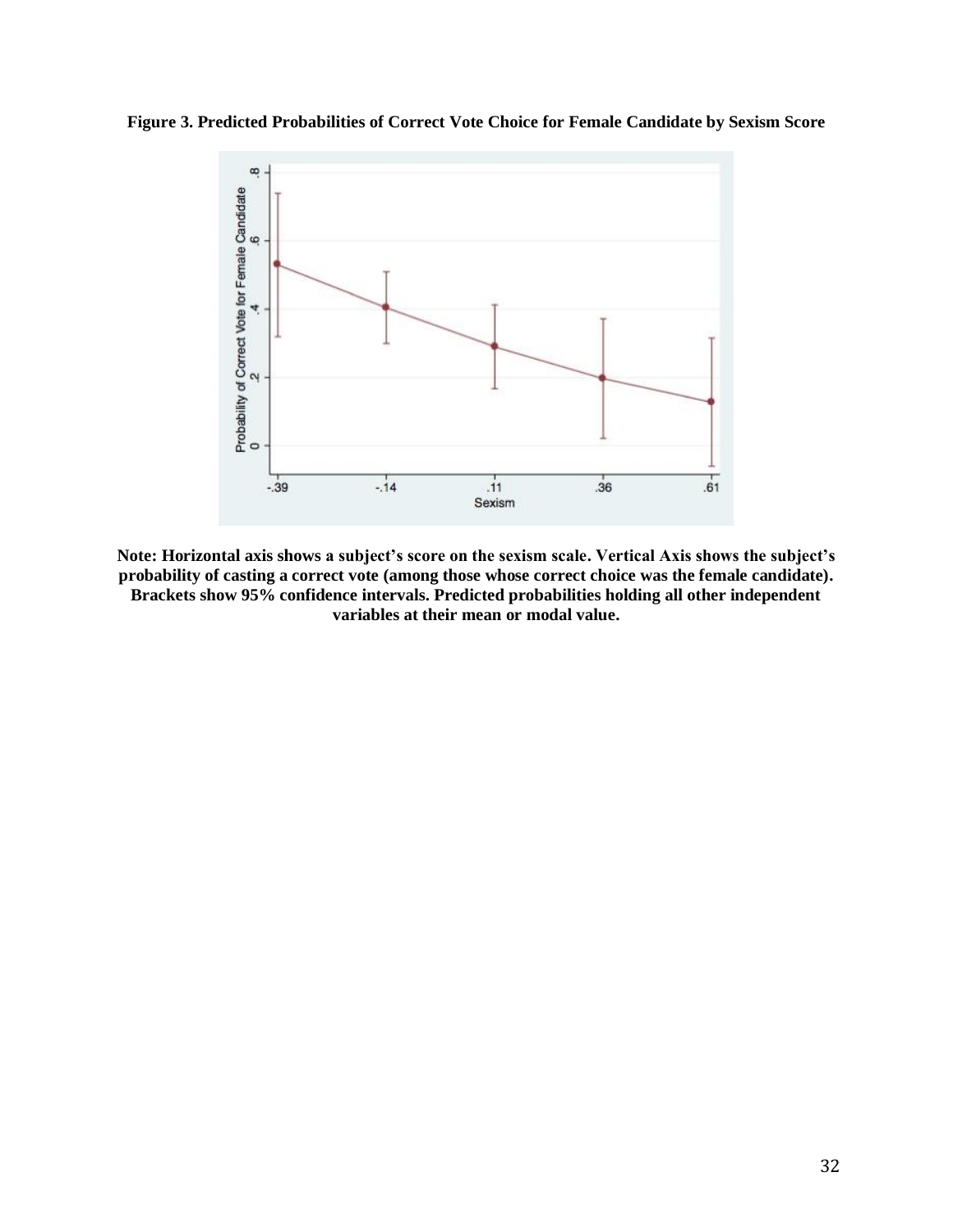**Figure 3. Predicted Probabilities of Correct Vote Choice for Female Candidate by Sexism Score**

**Note: Horizontal axis shows a subject's score on the sexism scale. Vertical Axis shows the subject's probability of casting a correct vote (among those whose correct choice was the female candidate). Brackets show 95% confidence intervals. Predicted probabilities holding all other independent variables at their mean or modal value.**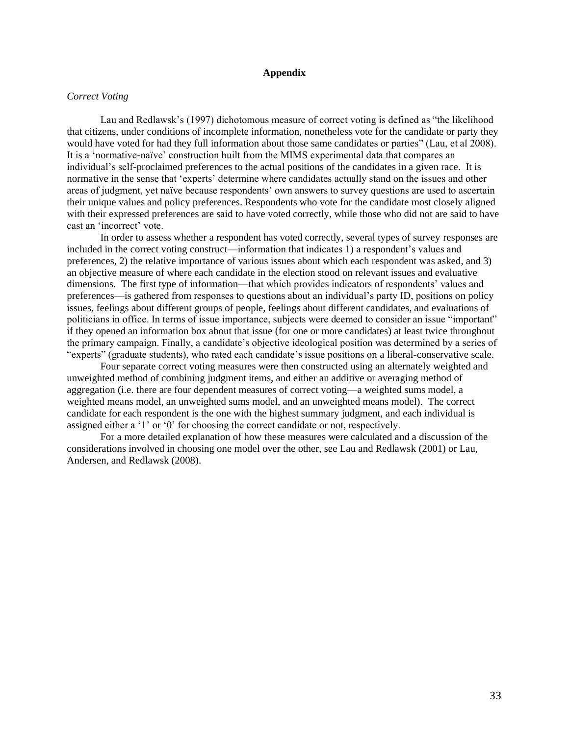## Appendix

*Correct Voting*

Lau and Redlawsk's (1997) dichotomous measure of correct voting is defined as "the likelihood that citizens, under conditions of incomplete information, nonetheless vote for the candidate or party they would have voted for had they full information about those same candidates or parties" (Lau, et al 2008). It is a 'normative-naïve' construction built from the MIMS experimental data that compares an individual's self-proclaimed preferences to the actual positions of the candidates in a given race. It is normative in the sense that 'experts' determine where candidates actually stand on the issues and other areas of judgment, yet naïve because respondents' own answers to survey questions are used to ascertain their unique values and policy preferences. Respondents who vote for the candidate most closely aligned with their expressed preferences are said to have voted correctly, while those who did not are said to have cast an 'incorrect' vote.

In order to assess whether a respondent has voted correctly, several types of survey responses are included in the correct voting construct—information that indicates 1) a respondent's values and preferences, 2) the relative importance of various issues about which each respondent was asked, and 3) an objective measure of where each candidate in the election stood on relevant issues and evaluative dimensions. The first type of information—that which provides indicators of respondents' values and preferences—is gathered from responses to questions about an individual's party ID, positions on policy issues, feelings about different groups of people, feelings about different candidates, and evaluations of politicians in office. In terms of issue importance, subjects were deemed to consider an issue "important" if they opened an information box about that issue (for one or more candidates) at least twice throughout the primary campaign. Finally, a candidate's objective ideological position was determined by a series of "experts" (graduate students), who rated each candidate's issue positions on a liberal-conservative scale.

Four separate correct voting measures were then constructed using an alternately weighted and unweighted method of combining judgment items, and either an additive or averaging method of aggregation (i.e. there are four dependent measures of correct voting—a weighted sums model, a weighted means model, an unweighted sums model, and an unweighted means model). The correct candidate for each respondent is the one with the highest summary judgment, and each individual is assigned either a '1' or '0' for choosing the correct candidate or not, respectively.

For a more detailed explanation of how these measures were calculated and a discussion of the considerations involved in choosing one model over the other, see Lau and Redlawsk (2001) or Lau, Andersen, and Redlawsk (2008).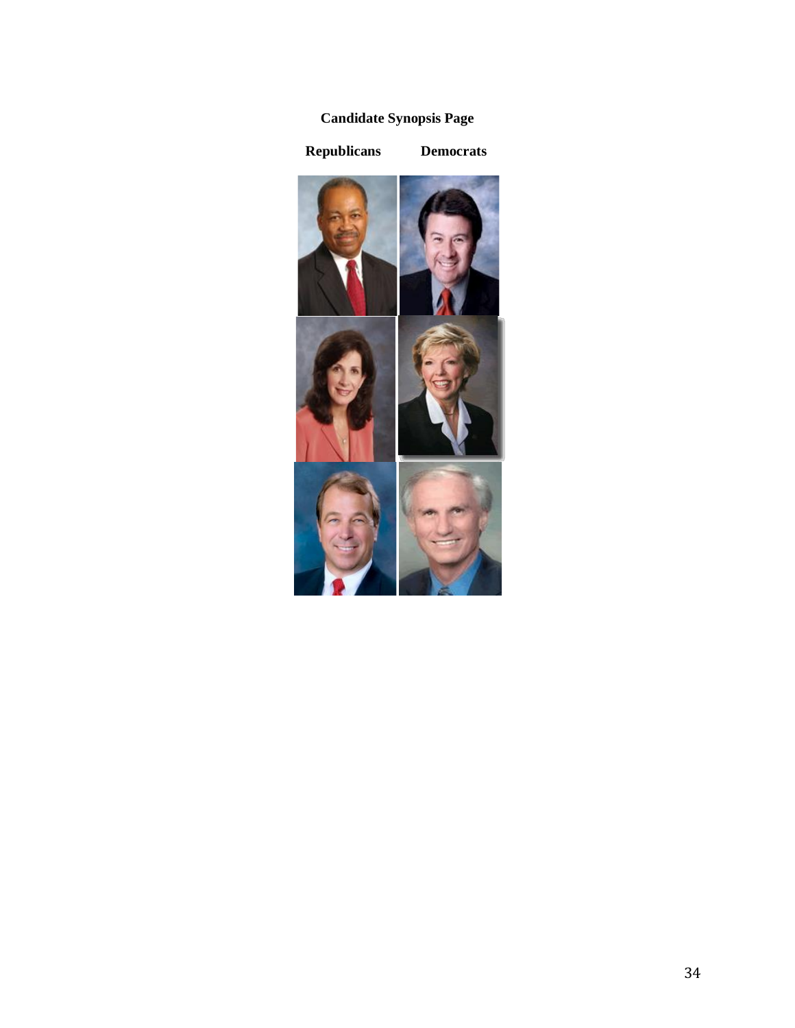**Candidate Synopsis Page**

**Republicans** **Democrats**